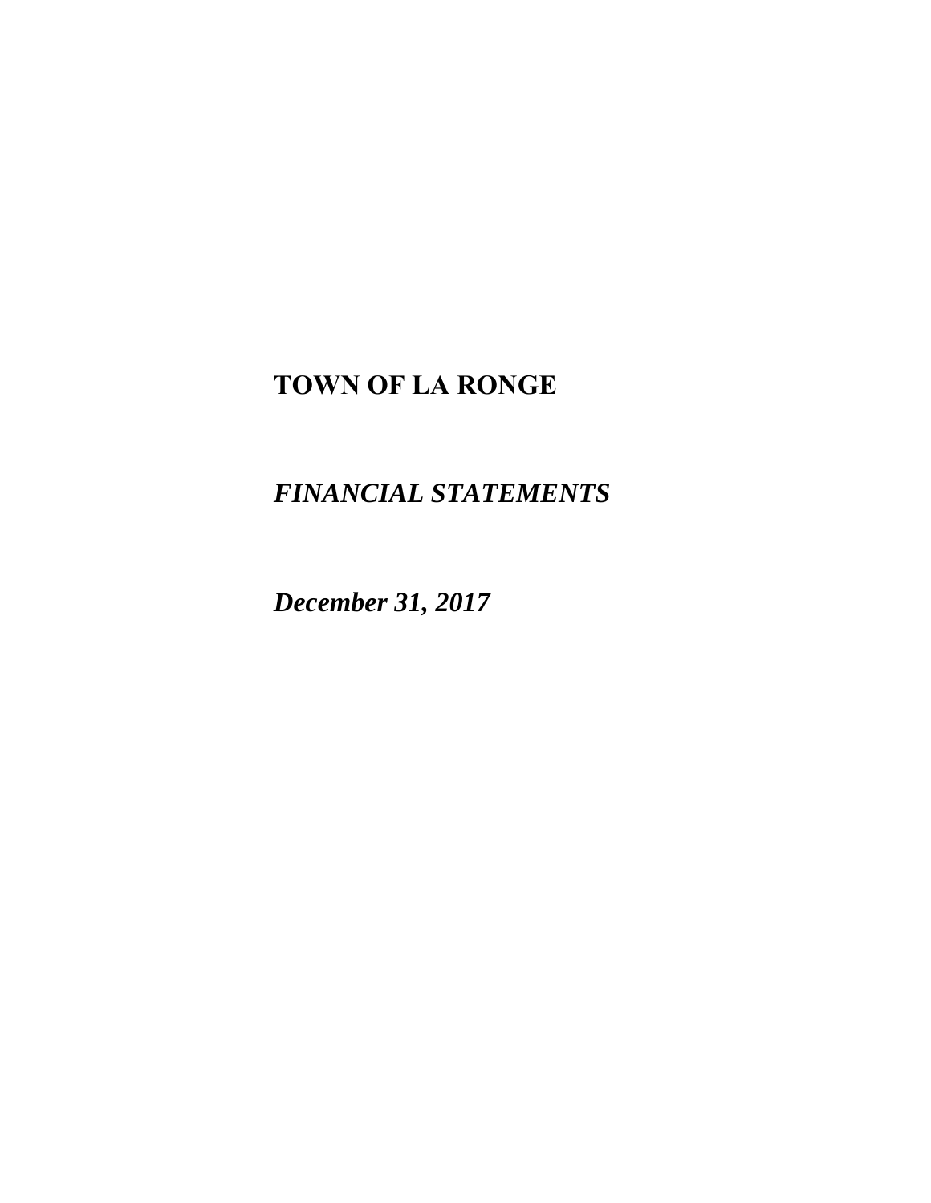# TOWN OF LA RONGE

***FINANCIAL STATEMENTS***

***December 31, 2017***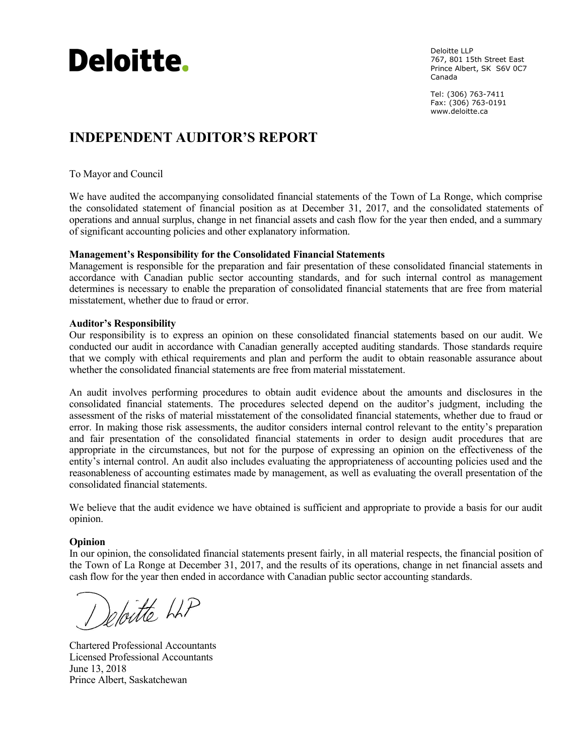Deloitte.

Deloitte LLP
767, 801 15th Street East
Prince Albert, SK S6V 0C7
Canada

Tel: (306) 763-7411
Fax: (306) 763-0191
www.deloitte.ca

# INDEPENDENT AUDITOR'S REPORT

To Mayor and Council

We have audited the accompanying consolidated financial statements of the Town of La Ronge, which comprise the consolidated statement of financial position as at December 31, 2017, and the consolidated statements of operations and annual surplus, change in net financial assets and cash flow for the year then ended, and a summary of significant accounting policies and other explanatory information.

**Management's Responsibility for the Consolidated Financial Statements**

Management is responsible for the preparation and fair presentation of these consolidated financial statements in accordance with Canadian public sector accounting standards, and for such internal control as management determines is necessary to enable the preparation of consolidated financial statements that are free from material misstatement, whether due to fraud or error.

**Auditor's Responsibility**

Our responsibility is to express an opinion on these consolidated financial statements based on our audit. We conducted our audit in accordance with Canadian generally accepted auditing standards. Those standards require that we comply with ethical requirements and plan and perform the audit to obtain reasonable assurance about whether the consolidated financial statements are free from material misstatement.

An audit involves performing procedures to obtain audit evidence about the amounts and disclosures in the consolidated financial statements. The procedures selected depend on the auditor's judgment, including the assessment of the risks of material misstatement of the consolidated financial statements, whether due to fraud or error. In making those risk assessments, the auditor considers internal control relevant to the entity's preparation and fair presentation of the consolidated financial statements in order to design audit procedures that are appropriate in the circumstances, but not for the purpose of expressing an opinion on the effectiveness of the entity's internal control. An audit also includes evaluating the appropriateness of accounting policies used and the reasonableness of accounting estimates made by management, as well as evaluating the overall presentation of the consolidated financial statements.

We believe that the audit evidence we have obtained is sufficient and appropriate to provide a basis for our audit opinion.

**Opinion**

In our opinion, the consolidated financial statements present fairly, in all material respects, the financial position of the Town of La Ronge at December 31, 2017, and the results of its operations, change in net financial assets and cash flow for the year then ended in accordance with Canadian public sector accounting standards.

Deloitte LLP

Chartered Professional Accountants
Licensed Professional Accountants
June 13, 2018
Prince Albert, Saskatchewan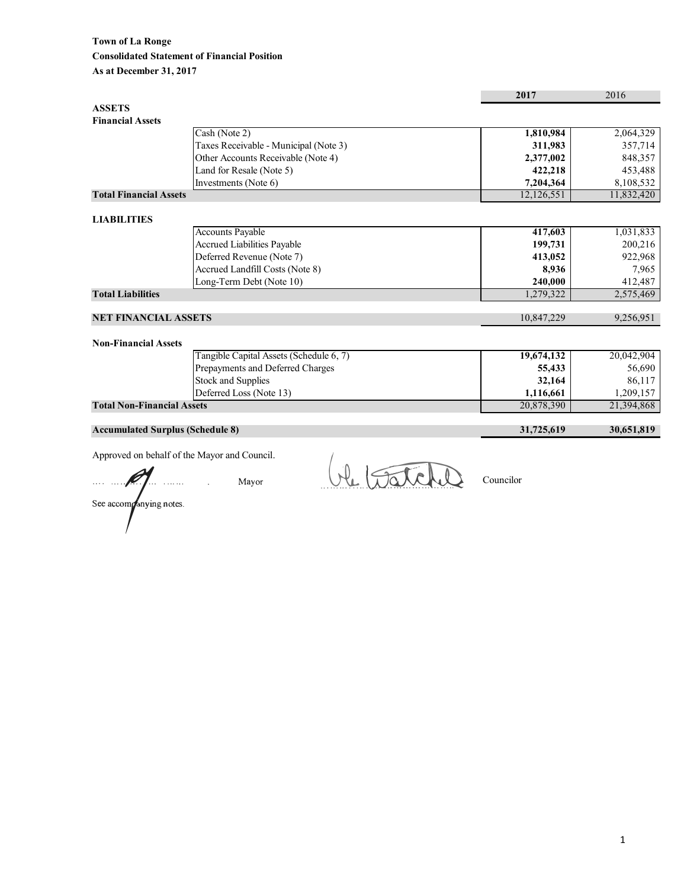**Town of La Ronge**

**Consolidated Statement of Financial Position**

**As at December 31, 2017**

| | | **2017** | 2016 |
|---|---|---|---|
| **ASSETS** | | | |
| **Financial Assets** | | | |
| | Cash (Note 2) | **1,810,984** | 2,064,329 |
| | Taxes Receivable - Municipal (Note 3) | **311,983** | 357,714 |
| | Other Accounts Receivable (Note 4) | **2,377,002** | 848,357 |
| | Land for Resale (Note 5) | **422,218** | 453,488 |
| | Investments (Note 6) | **7,204,364** | 8,108,532 |
| **Total Financial Assets** | | 12,126,551 | 11,832,420 |
| | | | |
| **LIABILITIES** | | | |
| | Accounts Payable | **417,603** | 1,031,833 |
| | Accrued Liabilities Payable | **199,731** | 200,216 |
| | Deferred Revenue (Note 7) | **413,052** | 922,968 |
| | Accrued Landfill Costs (Note 8) | **8,936** | 7,965 |
| | Long-Term Debt (Note 10) | **240,000** | 412,487 |
| **Total Liabilities** | | 1,279,322 | 2,575,469 |
| | | | |
| **NET FINANCIAL ASSETS** | | 10,847,229 | 9,256,951 |
| | | | |
| **Non-Financial Assets** | | | |
| | Tangible Capital Assets (Schedule 6, 7) | **19,674,132** | 20,042,904 |
| | Prepayments and Deferred Charges | **55,433** | 56,690 |
| | Stock and Supplies | **32,164** | 86,117 |
| | Deferred Loss (Note 13) | **1,116,661** | 1,209,157 |
| **Total Non-Financial Assets** | | 20,878,390 | 21,394,868 |
| | | | |
| **Accumulated Surplus (Schedule 8)** | | **31,725,619** | **30,651,819** |

Approved on behalf of the Mayor and Council.

.................................... Mayor .................................... Councilor

See accompanying notes.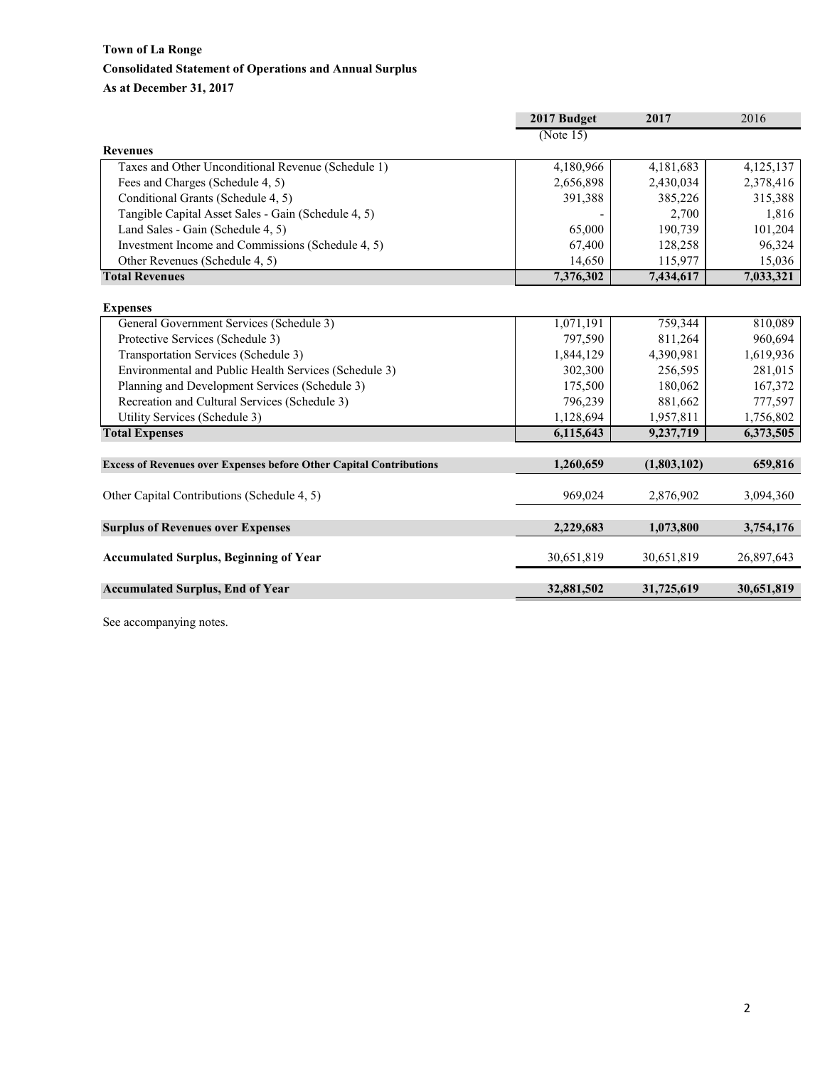**Town of La Ronge**

**Consolidated Statement of Operations and Annual Surplus**

**As at December 31, 2017**

| | 2017 Budget (Note 15) | 2017 | 2016 |
|---|---|---|---|
| **Revenues** | | | |
| Taxes and Other Unconditional Revenue (Schedule 1) | 4,180,966 | 4,181,683 | 4,125,137 |
| Fees and Charges (Schedule 4, 5) | 2,656,898 | 2,430,034 | 2,378,416 |
| Conditional Grants (Schedule 4, 5) | 391,388 | 385,226 | 315,388 |
| Tangible Capital Asset Sales - Gain (Schedule 4, 5) | - | 2,700 | 1,816 |
| Land Sales - Gain (Schedule 4, 5) | 65,000 | 190,739 | 101,204 |
| Investment Income and Commissions (Schedule 4, 5) | 67,400 | 128,258 | 96,324 |
| Other Revenues (Schedule 4, 5) | 14,650 | 115,977 | 15,036 |
| **Total Revenues** | **7,376,302** | **7,434,617** | **7,033,321** |
| **Expenses** | | | |
| General Government Services (Schedule 3) | 1,071,191 | 759,344 | 810,089 |
| Protective Services (Schedule 3) | 797,590 | 811,264 | 960,694 |
| Transportation Services (Schedule 3) | 1,844,129 | 4,390,981 | 1,619,936 |
| Environmental and Public Health Services (Schedule 3) | 302,300 | 256,595 | 281,015 |
| Planning and Development Services (Schedule 3) | 175,500 | 180,062 | 167,372 |
| Recreation and Cultural Services (Schedule 3) | 796,239 | 881,662 | 777,597 |
| Utility Services (Schedule 3) | 1,128,694 | 1,957,811 | 1,756,802 |
| **Total Expenses** | **6,115,643** | **9,237,719** | **6,373,505** |
| **Excess of Revenues over Expenses before Other Capital Contributions** | **1,260,659** | **(1,803,102)** | **659,816** |
| Other Capital Contributions (Schedule 4, 5) | 969,024 | 2,876,902 | 3,094,360 |
| **Surplus of Revenues over Expenses** | **2,229,683** | **1,073,800** | **3,754,176** |
| **Accumulated Surplus, Beginning of Year** | 30,651,819 | 30,651,819 | 26,897,643 |
| **Accumulated Surplus, End of Year** | **32,881,502** | **31,725,619** | **30,651,819** |

See accompanying notes.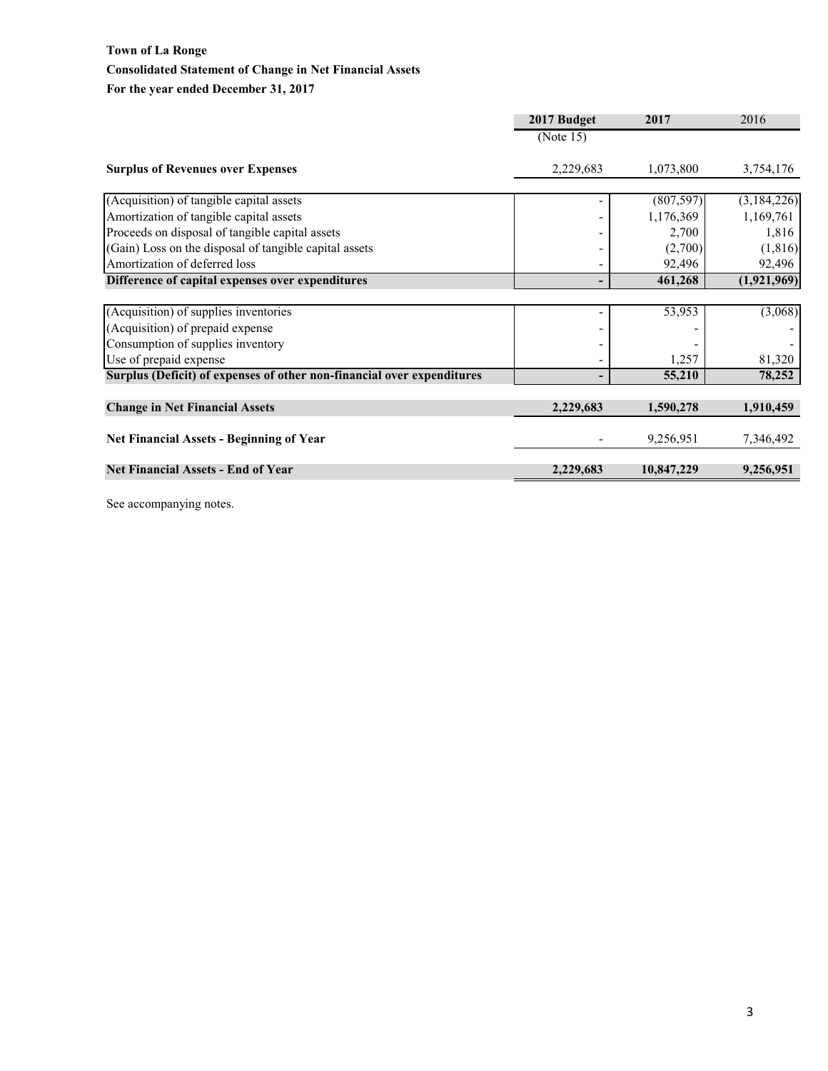**Town of La Ronge**

**Consolidated Statement of Change in Net Financial Assets**

**For the year ended December 31, 2017**

| | 2017 Budget (Note 15) | 2017 | 2016 |
|---|---|---|---|
| **Surplus of Revenues over Expenses** | 2,229,683 | 1,073,800 | 3,754,176 |
| | | | |
| (Acquisition) of tangible capital assets | - | (807,597) | (3,184,226) |
| Amortization of tangible capital assets | - | 1,176,369 | 1,169,761 |
| Proceeds on disposal of tangible capital assets | - | 2,700 | 1,816 |
| (Gain) Loss on the disposal of tangible capital assets | - | (2,700) | (1,816) |
| Amortization of deferred loss | - | 92,496 | 92,496 |
| **Difference of capital expenses over expenditures** | **-** | **461,268** | **(1,921,969)** |
| | | | |
| (Acquisition) of supplies inventories | - | 53,953 | (3,068) |
| (Acquisition) of prepaid expense | - | - | - |
| Consumption of supplies inventory | - | - | - |
| Use of prepaid expense | - | 1,257 | 81,320 |
| **Surplus (Deficit) of expenses of other non-financial over expenditures** | **-** | **55,210** | **78,252** |
| | | | |
| **Change in Net Financial Assets** | **2,229,683** | **1,590,278** | **1,910,459** |
| | | | |
| **Net Financial Assets - Beginning of Year** | - | 9,256,951 | 7,346,492 |
| | | | |
| **Net Financial Assets - End of Year** | **2,229,683** | **10,847,229** | **9,256,951** |

See accompanying notes.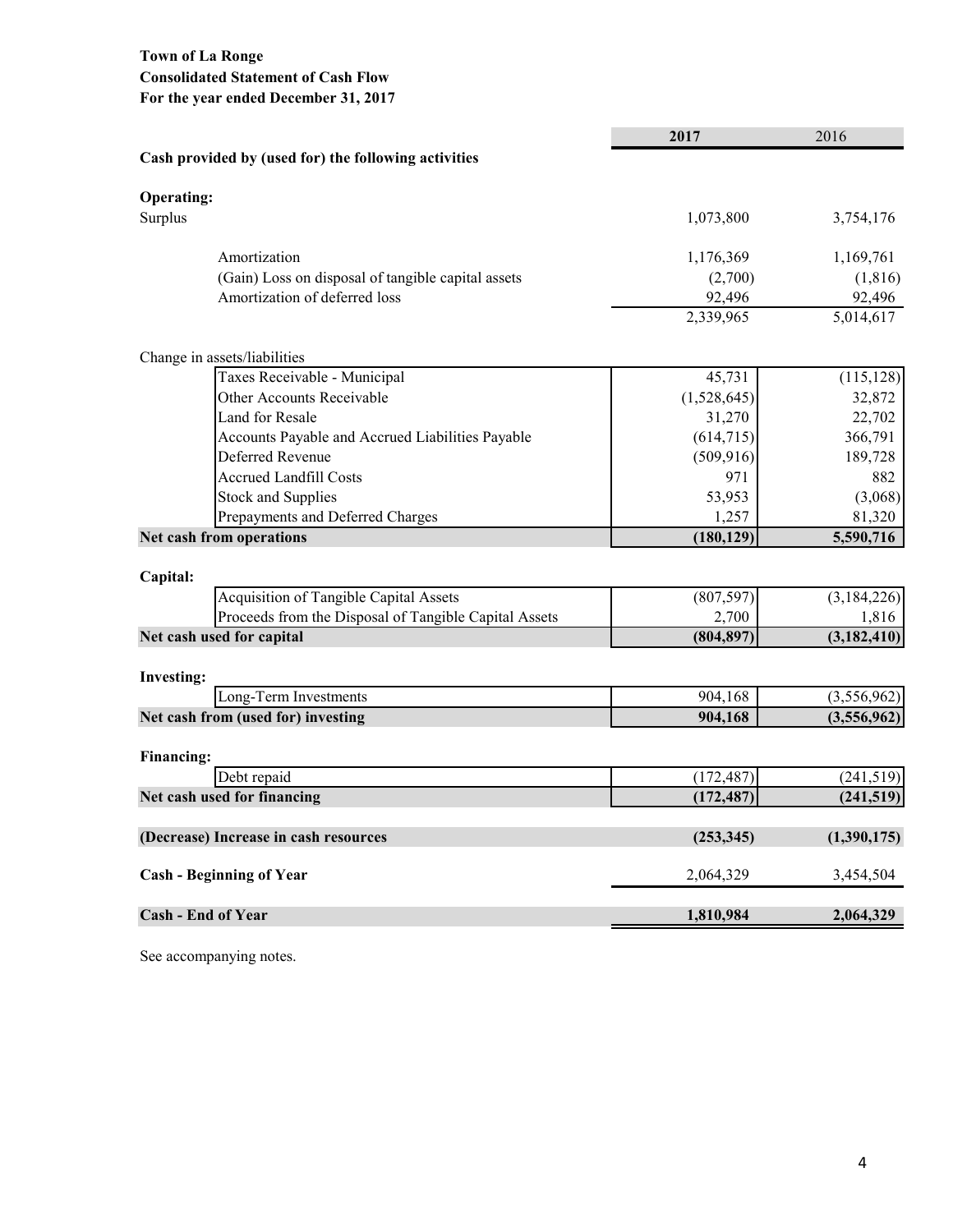**Town of La Ronge**
**Consolidated Statement of Cash Flow**
**For the year ended December 31, 2017**

| | **2017** | 2016 |
|---|---|---|
| **Cash provided by (used for) the following activities** | | |
| | | |
| **Operating:** | | |
| Surplus | 1,073,800 | 3,754,176 |
| | | |
| Amortization | 1,176,369 | 1,169,761 |
| (Gain) Loss on disposal of tangible capital assets | (2,700) | (1,816) |
| Amortization of deferred loss | 92,496 | 92,496 |
| | 2,339,965 | 5,014,617 |
| | | |
| Change in assets/liabilities | | |
| Taxes Receivable - Municipal | 45,731 | (115,128) |
| Other Accounts Receivable | (1,528,645) | 32,872 |
| Land for Resale | 31,270 | 22,702 |
| Accounts Payable and Accrued Liabilities Payable | (614,715) | 366,791 |
| Deferred Revenue | (509,916) | 189,728 |
| Accrued Landfill Costs | 971 | 882 |
| Stock and Supplies | 53,953 | (3,068) |
| Prepayments and Deferred Charges | 1,257 | 81,320 |
| **Net cash from operations** | **(180,129)** | **5,590,716** |
| | | |
| **Capital:** | | |
| Acquisition of Tangible Capital Assets | (807,597) | (3,184,226) |
| Proceeds from the Disposal of Tangible Capital Assets | 2,700 | 1,816 |
| **Net cash used for capital** | **(804,897)** | **(3,182,410)** |
| | | |
| **Investing:** | | |
| Long-Term Investments | 904,168 | (3,556,962) |
| **Net cash from (used for) investing** | **904,168** | **(3,556,962)** |
| | | |
| **Financing:** | | |
| Debt repaid | (172,487) | (241,519) |
| **Net cash used for financing** | **(172,487)** | **(241,519)** |
| | | |
| **(Decrease) Increase in cash resources** | **(253,345)** | **(1,390,175)** |
| | | |
| **Cash - Beginning of Year** | 2,064,329 | 3,454,504 |
| | | |
| **Cash - End of Year** | **1,810,984** | **2,064,329** |

See accompanying notes.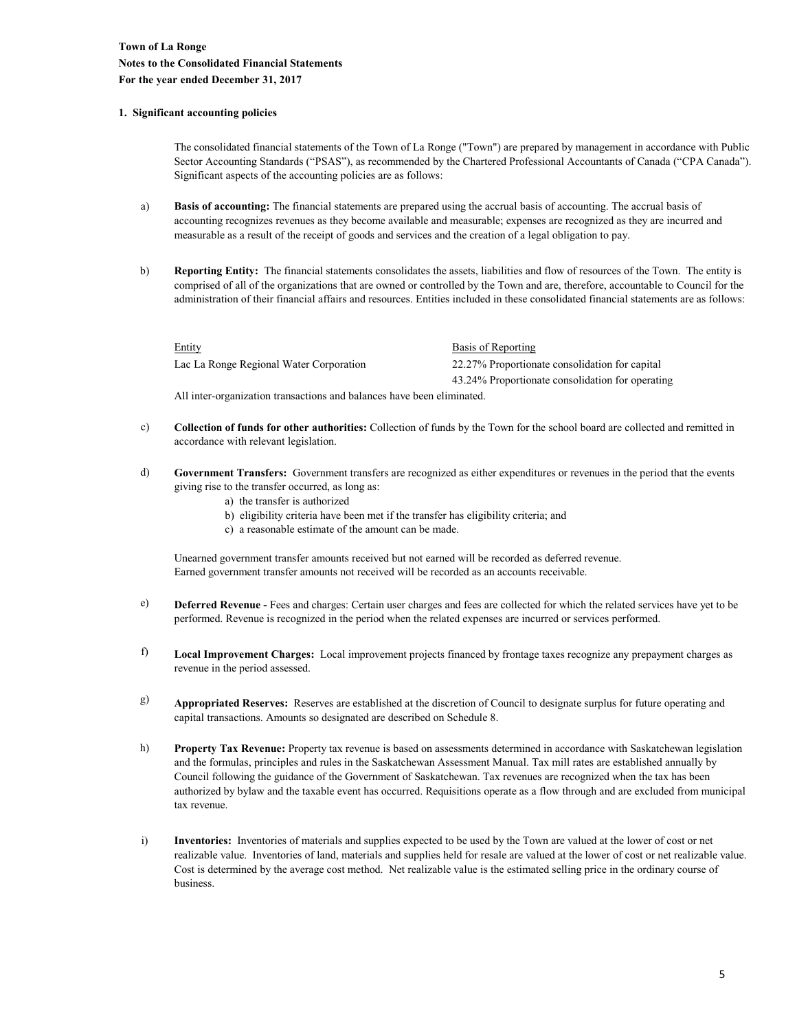**Town of La Ronge**
**Notes to the Consolidated Financial Statements**
**For the year ended December 31, 2017**

**1. Significant accounting policies**

The consolidated financial statements of the Town of La Ronge ("Town") are prepared by management in accordance with Public Sector Accounting Standards ("PSAS"), as recommended by the Chartered Professional Accountants of Canada ("CPA Canada"). Significant aspects of the accounting policies are as follows:

a) **Basis of accounting:** The financial statements are prepared using the accrual basis of accounting. The accrual basis of accounting recognizes revenues as they become available and measurable; expenses are recognized as they are incurred and measurable as a result of the receipt of goods and services and the creation of a legal obligation to pay.

b) **Reporting Entity:** The financial statements consolidates the assets, liabilities and flow of resources of the Town. The entity is comprised of all of the organizations that are owned or controlled by the Town and are, therefore, accountable to Council for the administration of their financial affairs and resources. Entities included in these consolidated financial statements are as follows:

| Entity | Basis of Reporting |
| --- | --- |
| Lac La Ronge Regional Water Corporation | 22.27% Proportionate consolidation for capital |
| | 43.24% Proportionate consolidation for operating |

All inter-organization transactions and balances have been eliminated.

c) **Collection of funds for other authorities:** Collection of funds by the Town for the school board are collected and remitted in accordance with relevant legislation.

d) **Government Transfers:** Government transfers are recognized as either expenditures or revenues in the period that the events giving rise to the transfer occurred, as long as:

   a) the transfer is authorized
   b) eligibility criteria have been met if the transfer has eligibility criteria; and
   c) a reasonable estimate of the amount can be made.

   Unearned government transfer amounts received but not earned will be recorded as deferred revenue.
   Earned government transfer amounts not received will be recorded as an accounts receivable.

e) **Deferred Revenue -** Fees and charges: Certain user charges and fees are collected for which the related services have yet to be performed. Revenue is recognized in the period when the related expenses are incurred or services performed.

f) **Local Improvement Charges:** Local improvement projects financed by frontage taxes recognize any prepayment charges as revenue in the period assessed.

g) **Appropriated Reserves:** Reserves are established at the discretion of Council to designate surplus for future operating and capital transactions. Amounts so designated are described on Schedule 8.

h) **Property Tax Revenue:** Property tax revenue is based on assessments determined in accordance with Saskatchewan legislation and the formulas, principles and rules in the Saskatchewan Assessment Manual. Tax mill rates are established annually by Council following the guidance of the Government of Saskatchewan. Tax revenues are recognized when the tax has been authorized by bylaw and the taxable event has occurred. Requisitions operate as a flow through and are excluded from municipal tax revenue.

i) **Inventories:** Inventories of materials and supplies expected to be used by the Town are valued at the lower of cost or net realizable value. Inventories of land, materials and supplies held for resale are valued at the lower of cost or net realizable value. Cost is determined by the average cost method. Net realizable value is the estimated selling price in the ordinary course of business.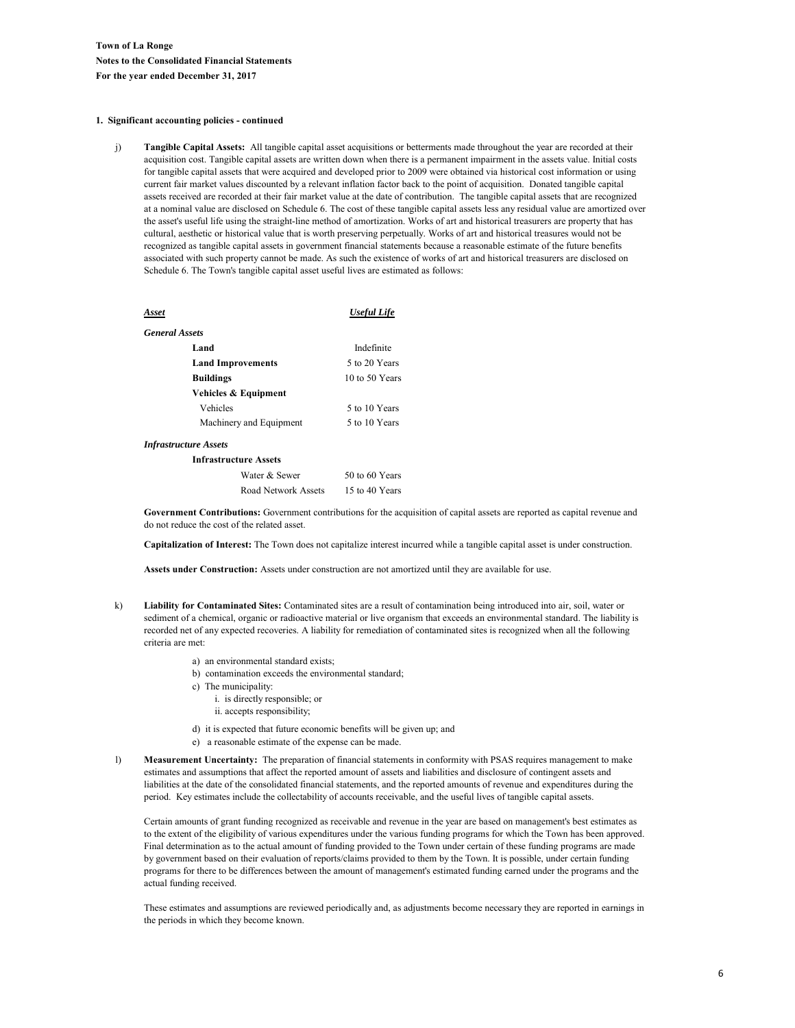**Town of La Ronge**
**Notes to the Consolidated Financial Statements**
**For the year ended December 31, 2017**

**1. Significant accounting policies - continued**

j) **Tangible Capital Assets:** All tangible capital asset acquisitions or betterments made throughout the year are recorded at their acquisition cost. Tangible capital assets are written down when there is a permanent impairment in the assets value. Initial costs for tangible capital assets that were acquired and developed prior to 2009 were obtained via historical cost information or using current fair market values discounted by a relevant inflation factor back to the point of acquisition. Donated tangible capital assets received are recorded at their fair market value at the date of contribution. The tangible capital assets that are recognized at a nominal value are disclosed on Schedule 6. The cost of these tangible capital assets less any residual value are amortized over the asset's useful life using the straight-line method of amortization. Works of art and historical treasurers are property that has cultural, aesthetic or historical value that is worth preserving perpetually. Works of art and historical treasures would not be recognized as tangible capital assets in government financial statements because a reasonable estimate of the future benefits associated with such property cannot be made. As such the existence of works of art and historical treasurers are disclosed on Schedule 6. The Town's tangible capital asset useful lives are estimated as follows:

| ***Asset*** | ***Useful Life*** |
|---|---|
| ***General Assets*** | |
| **Land** | Indefinite |
| **Land Improvements** | 5 to 20 Years |
| **Buildings** | 10 to 50 Years |
| **Vehicles & Equipment** | |
| Vehicles | 5 to 10 Years |
| Machinery and Equipment | 5 to 10 Years |
| ***Infrastructure Assets*** | |
| **Infrastructure Assets** | |
| Water & Sewer | 50 to 60 Years |
| Road Network Assets | 15 to 40 Years |

**Government Contributions:** Government contributions for the acquisition of capital assets are reported as capital revenue and do not reduce the cost of the related asset.

**Capitalization of Interest:** The Town does not capitalize interest incurred while a tangible capital asset is under construction.

**Assets under Construction:** Assets under construction are not amortized until they are available for use.

k) **Liability for Contaminated Sites:** Contaminated sites are a result of contamination being introduced into air, soil, water or sediment of a chemical, organic or radioactive material or live organism that exceeds an environmental standard. The liability is recorded net of any expected recoveries. A liability for remediation of contaminated sites is recognized when all the following criteria are met:

a) an environmental standard exists;
b) contamination exceeds the environmental standard;
c) The municipality:
   i. is directly responsible; or
   ii. accepts responsibility;
d) it is expected that future economic benefits will be given up; and
e) a reasonable estimate of the expense can be made.

l) **Measurement Uncertainty:** The preparation of financial statements in conformity with PSAS requires management to make estimates and assumptions that affect the reported amount of assets and liabilities and disclosure of contingent assets and liabilities at the date of the consolidated financial statements, and the reported amounts of revenue and expenditures during the period. Key estimates include the collectability of accounts receivable, and the useful lives of tangible capital assets.

Certain amounts of grant funding recognized as receivable and revenue in the year are based on management's best estimates as to the extent of the eligibility of various expenditures under the various funding programs for which the Town has been approved. Final determination as to the actual amount of funding provided to the Town under certain of these funding programs are made by government based on their evaluation of reports/claims provided to them by the Town. It is possible, under certain funding programs for there to be differences between the amount of management's estimated funding earned under the programs and the actual funding received.

These estimates and assumptions are reviewed periodically and, as adjustments become necessary they are reported in earnings in the periods in which they become known.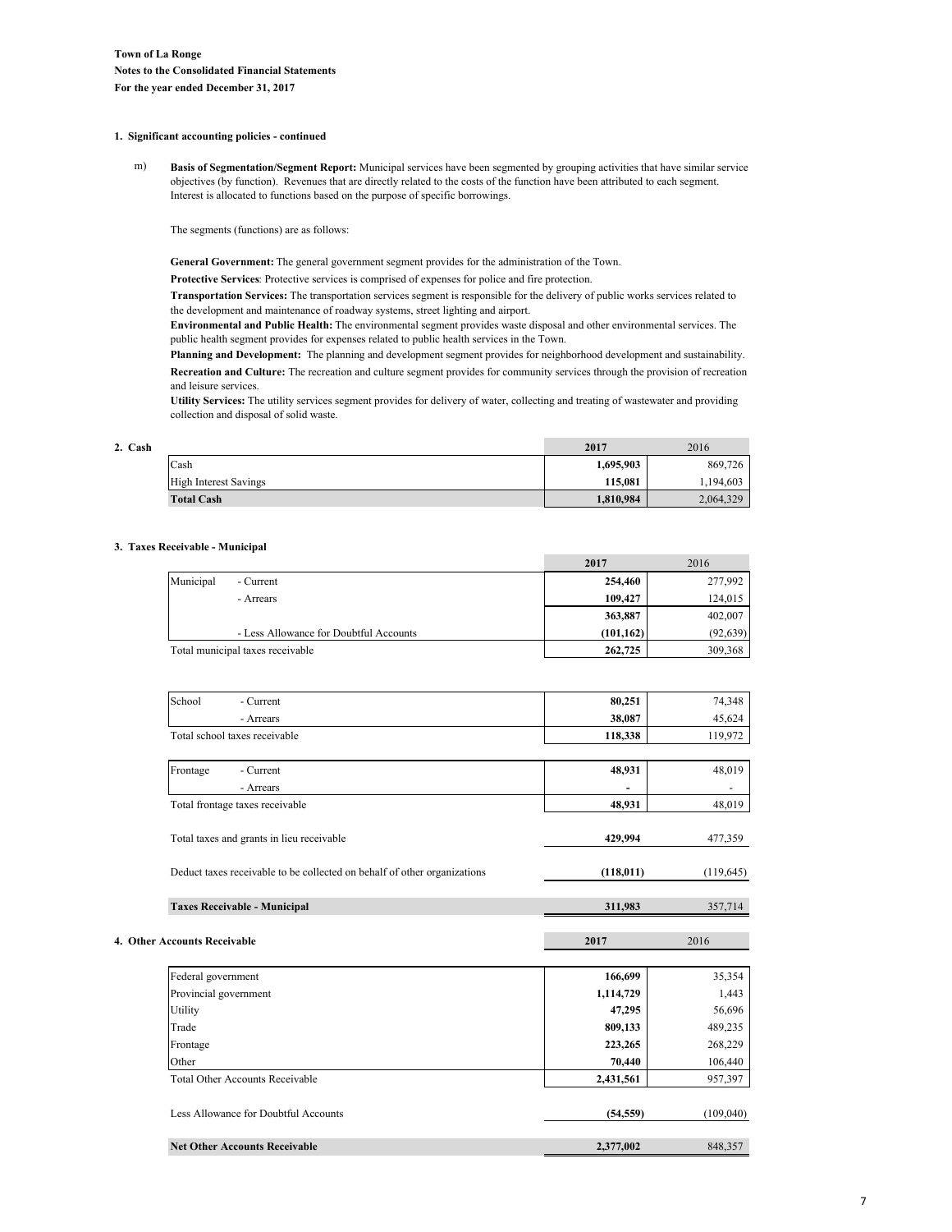**Town of La Ronge**
**Notes to the Consolidated Financial Statements**
**For the year ended December 31, 2017**

### 1. Significant accounting policies - continued

m) **Basis of Segmentation/Segment Report:** Municipal services have been segmented by grouping activities that have similar service objectives (by function). Revenues that are directly related to the costs of the function have been attributed to each segment. Interest is allocated to functions based on the purpose of specific borrowings.

The segments (functions) are as follows:

**General Government:** The general government segment provides for the administration of the Town.

**Protective Services**: Protective services is comprised of expenses for police and fire protection.

**Transportation Services:** The transportation services segment is responsible for the delivery of public works services related to the development and maintenance of roadway systems, street lighting and airport.

**Environmental and Public Health:** The environmental segment provides waste disposal and other environmental services. The public health segment provides for expenses related to public health services in the Town.

**Planning and Development:** The planning and development segment provides for neighborhood development and sustainability.

**Recreation and Culture:** The recreation and culture segment provides for community services through the provision of recreation and leisure services.

**Utility Services:** The utility services segment provides for delivery of water, collecting and treating of wastewater and providing collection and disposal of solid waste.

### 2. Cash

| | 2017 | 2016 |
|---|---|---|
| Cash | **1,695,903** | 869,726 |
| High Interest Savings | **115,081** | 1,194,603 |
| **Total Cash** | **1,810,984** | 2,064,329 |

### 3. Taxes Receivable - Municipal

| | | 2017 | 2016 |
|---|---|---|---|
| Municipal | - Current | **254,460** | 277,992 |
| | - Arrears | **109,427** | 124,015 |
| | | **363,887** | 402,007 |
| | - Less Allowance for Doubtful Accounts | **(101,162)** | (92,639) |
| Total municipal taxes receivable | | **262,725** | 309,368 |
| | | | |
| School | - Current | **80,251** | 74,348 |
| | - Arrears | **38,087** | 45,624 |
| Total school taxes receivable | | **118,338** | 119,972 |
| | | | |
| Frontage | - Current | **48,931** | 48,019 |
| | - Arrears | **-** | - |
| Total frontage taxes receivable | | **48,931** | 48,019 |
| | | | |
| Total taxes and grants in lieu receivable | | **429,994** | 477,359 |
| | | | |
| Deduct taxes receivable to be collected on behalf of other organizations | | **(118,011)** | (119,645) |
| | | | |
| **Taxes Receivable - Municipal** | | **311,983** | 357,714 |

### 4. Other Accounts Receivable

| | 2017 | 2016 |
|---|---|---|
| Federal government | **166,699** | 35,354 |
| Provincial government | **1,114,729** | 1,443 |
| Utility | **47,295** | 56,696 |
| Trade | **809,133** | 489,235 |
| Frontage | **223,265** | 268,229 |
| Other | **70,440** | 106,440 |
| Total Other Accounts Receivable | **2,431,561** | 957,397 |
| | | |
| Less Allowance for Doubtful Accounts | **(54,559)** | (109,040) |
| | | |
| **Net Other Accounts Receivable** | **2,377,002** | 848,357 |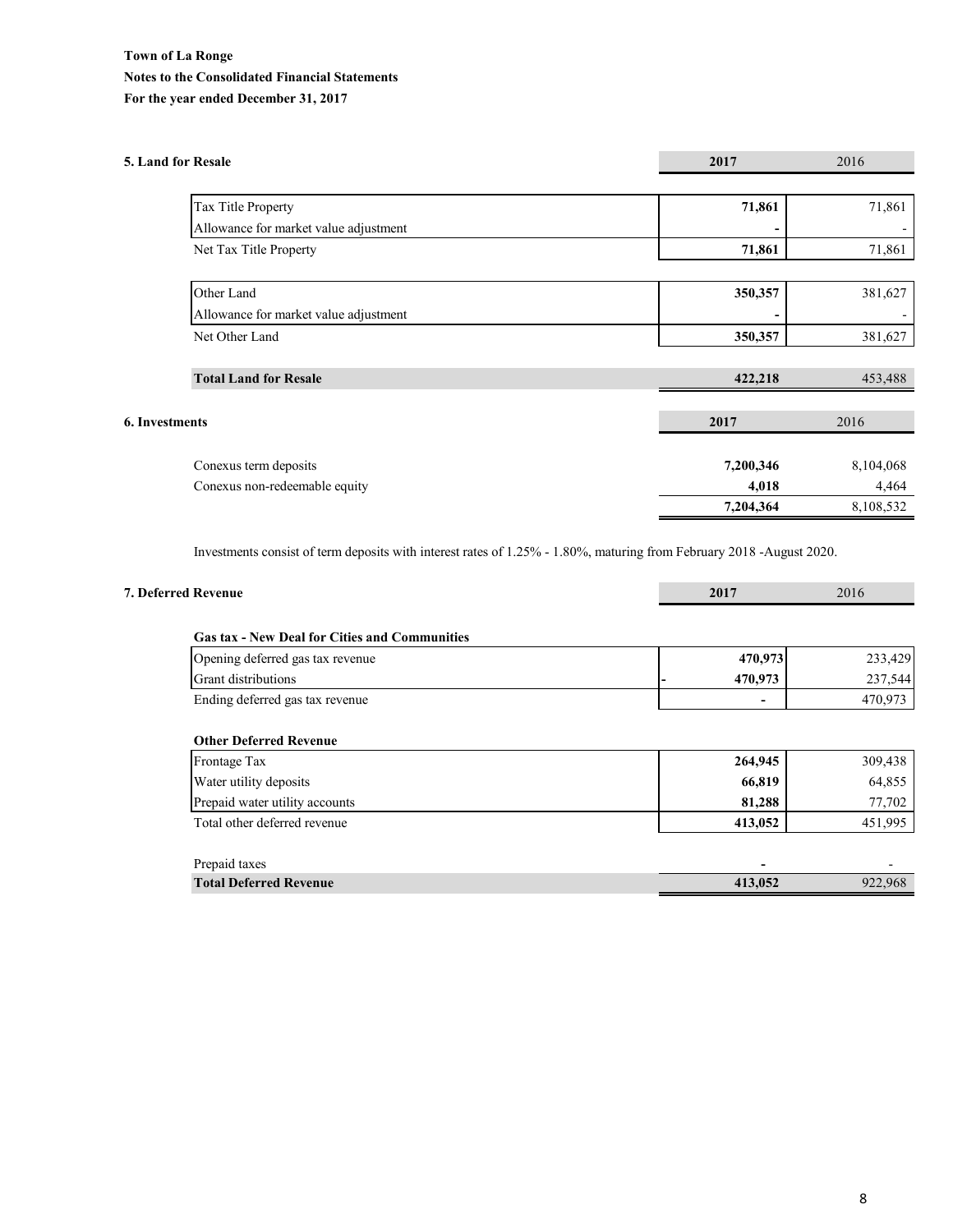**Town of La Ronge**

**Notes to the Consolidated Financial Statements**

**For the year ended December 31, 2017**

## 5. Land for Resale

| | 2017 | 2016 |
|---|---|---|
| Tax Title Property | **71,861** | 71,861 |
| Allowance for market value adjustment | **-** | - |
| Net Tax Title Property | **71,861** | 71,861 |
| | | |
| Other Land | **350,357** | 381,627 |
| Allowance for market value adjustment | **-** | - |
| Net Other Land | **350,357** | 381,627 |
| | | |
| **Total Land for Resale** | **422,218** | 453,488 |

## 6. Investments

| | 2017 | 2016 |
|---|---|---|
| Conexus term deposits | **7,200,346** | 8,104,068 |
| Conexus non-redeemable equity | **4,018** | 4,464 |
| | **7,204,364** | 8,108,532 |

Investments consist of term deposits with interest rates of 1.25% - 1.80%, maturing from February 2018 -August 2020.

## 7. Deferred Revenue

| | 2017 | 2016 |
|---|---|---|
| **Gas tax - New Deal for Cities and Communities** | | |
| Opening deferred gas tax revenue | **470,973** | 233,429 |
| Grant distributions | **- 470,973** | 237,544 |
| Ending deferred gas tax revenue | **-** | 470,973 |
| | | |
| **Other Deferred Revenue** | | |
| Frontage Tax | **264,945** | 309,438 |
| Water utility deposits | **66,819** | 64,855 |
| Prepaid water utility accounts | **81,288** | 77,702 |
| Total other deferred revenue | **413,052** | 451,995 |
| | | |
| Prepaid taxes | **-** | - |
| **Total Deferred Revenue** | **413,052** | 922,968 |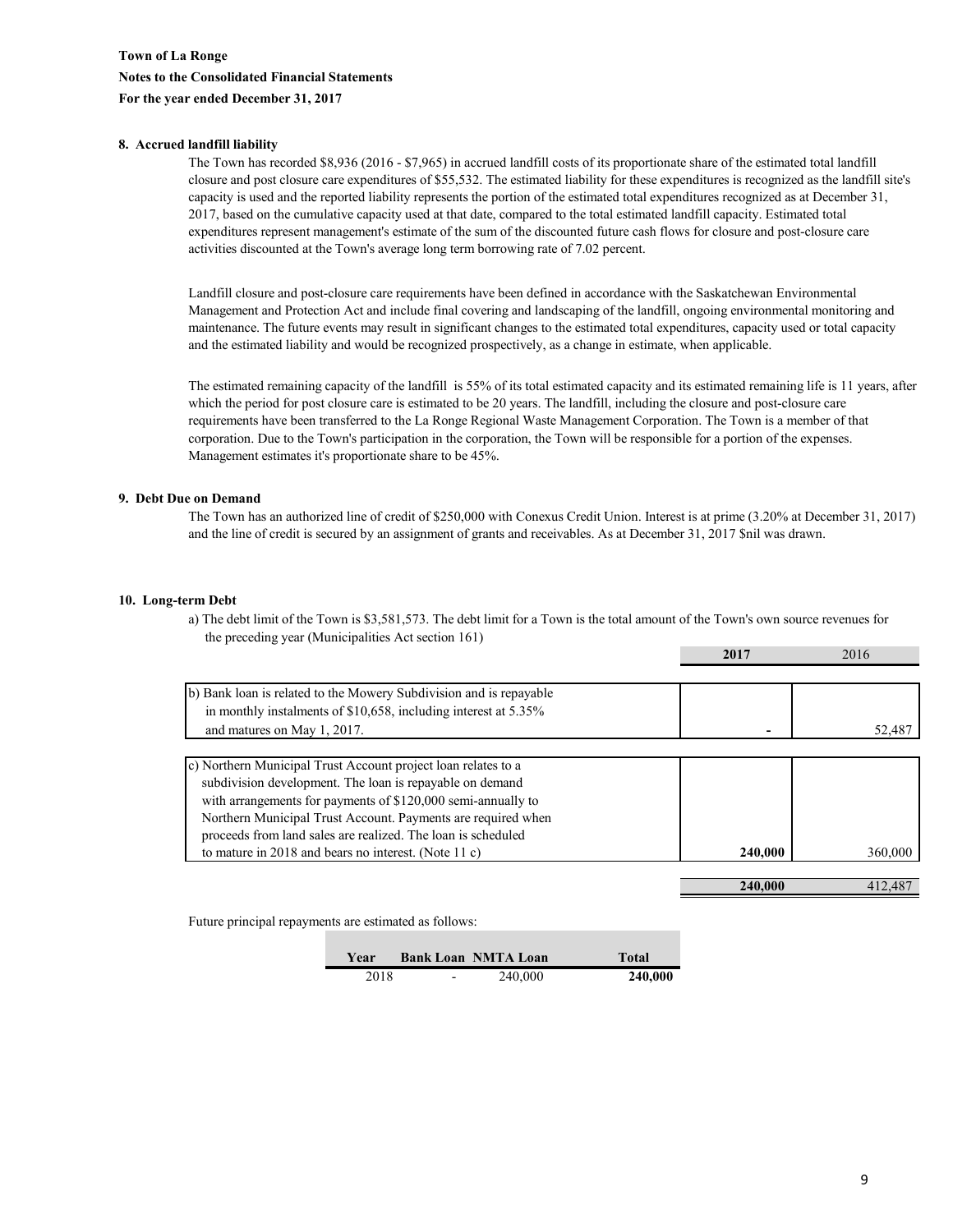**Town of La Ronge**

**Notes to the Consolidated Financial Statements**

**For the year ended December 31, 2017**

### 8. Accrued landfill liability

The Town has recorded $8,936 (2016 - $7,965) in accrued landfill costs of its proportionate share of the estimated total landfill closure and post closure care expenditures of $55,532. The estimated liability for these expenditures is recognized as the landfill site's capacity is used and the reported liability represents the portion of the estimated total expenditures recognized as at December 31, 2017, based on the cumulative capacity used at that date, compared to the total estimated landfill capacity. Estimated total expenditures represent management's estimate of the sum of the discounted future cash flows for closure and post-closure care activities discounted at the Town's average long term borrowing rate of 7.02 percent.

Landfill closure and post-closure care requirements have been defined in accordance with the Saskatchewan Environmental Management and Protection Act and include final covering and landscaping of the landfill, ongoing environmental monitoring and maintenance. The future events may result in significant changes to the estimated total expenditures, capacity used or total capacity and the estimated liability and would be recognized prospectively, as a change in estimate, when applicable.

The estimated remaining capacity of the landfill is 55% of its total estimated capacity and its estimated remaining life is 11 years, after which the period for post closure care is estimated to be 20 years. The landfill, including the closure and post-closure care requirements have been transferred to the La Ronge Regional Waste Management Corporation. The Town is a member of that corporation. Due to the Town's participation in the corporation, the Town will be responsible for a portion of the expenses. Management estimates it's proportionate share to be 45%.

### 9. Debt Due on Demand

The Town has an authorized line of credit of $250,000 with Conexus Credit Union. Interest is at prime (3.20% at December 31, 2017) and the line of credit is secured by an assignment of grants and receivables. As at December 31, 2017 $nil was drawn.

### 10. Long-term Debt

a) The debt limit of the Town is $3,581,573. The debt limit for a Town is the total amount of the Town's own source revenues for the preceding year (Municipalities Act section 161)

| | **2017** | 2016 |
|---|---|---|
| b) Bank loan is related to the Mowery Subdivision and is repayable in monthly instalments of $10,658, including interest at 5.35% and matures on May 1, 2017. | - | 52,487 |
| c) Northern Municipal Trust Account project loan relates to a subdivision development. The loan is repayable on demand with arrangements for payments of $120,000 semi-annually to Northern Municipal Trust Account. Payments are required when proceeds from land sales are realized. The loan is scheduled to mature in 2018 and bears no interest. (Note 11 c) | **240,000** | 360,000 |
| | **240,000** | 412,487 |

Future principal repayments are estimated as follows:

| Year | Bank Loan | NMTA Loan | Total |
|---|---|---|---|
| 2018 | - | 240,000 | **240,000** |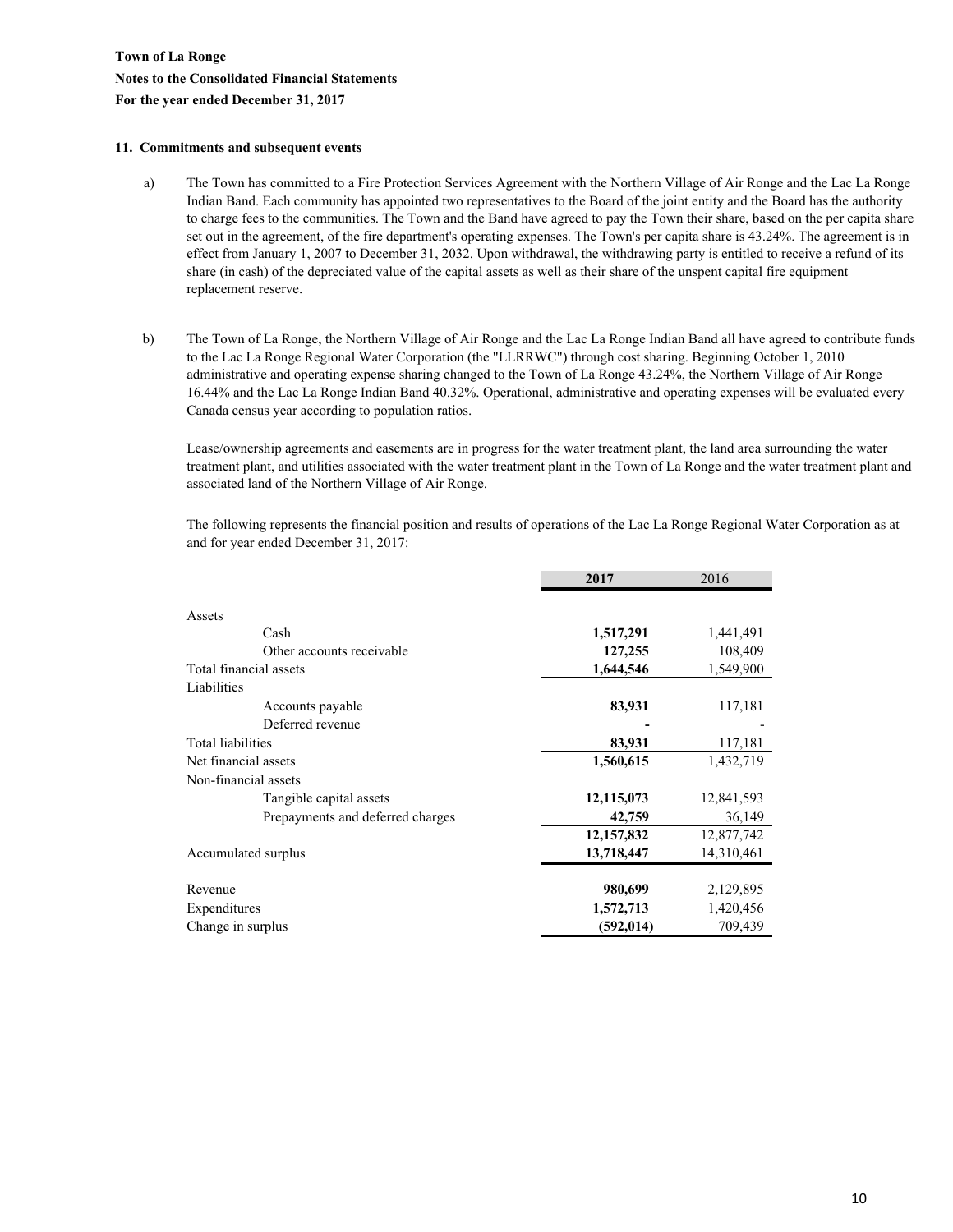**Town of La Ronge**

**Notes to the Consolidated Financial Statements**

**For the year ended December 31, 2017**

**11. Commitments and subsequent events**

a) The Town has committed to a Fire Protection Services Agreement with the Northern Village of Air Ronge and the Lac La Ronge Indian Band. Each community has appointed two representatives to the Board of the joint entity and the Board has the authority to charge fees to the communities. The Town and the Band have agreed to pay the Town their share, based on the per capita share set out in the agreement, of the fire department's operating expenses. The Town's per capita share is 43.24%. The agreement is in effect from January 1, 2007 to December 31, 2032. Upon withdrawal, the withdrawing party is entitled to receive a refund of its share (in cash) of the depreciated value of the capital assets as well as their share of the unspent capital fire equipment replacement reserve.

b) The Town of La Ronge, the Northern Village of Air Ronge and the Lac La Ronge Indian Band all have agreed to contribute funds to the Lac La Ronge Regional Water Corporation (the "LLRRWC") through cost sharing. Beginning October 1, 2010 administrative and operating expense sharing changed to the Town of La Ronge 43.24%, the Northern Village of Air Ronge 16.44% and the Lac La Ronge Indian Band 40.32%. Operational, administrative and operating expenses will be evaluated every Canada census year according to population ratios.

Lease/ownership agreements and easements are in progress for the water treatment plant, the land area surrounding the water treatment plant, and utilities associated with the water treatment plant in the Town of La Ronge and the water treatment plant and associated land of the Northern Village of Air Ronge.

The following represents the financial position and results of operations of the Lac La Ronge Regional Water Corporation as at and for year ended December 31, 2017:

| | **2017** | 2016 |
|---|---|---|
| Assets | | |
| Cash | **1,517,291** | 1,441,491 |
| Other accounts receivable | **127,255** | 108,409 |
| Total financial assets | **1,644,546** | 1,549,900 |
| Liabilities | | |
| Accounts payable | **83,931** | 117,181 |
| Deferred revenue | **-** | - |
| Total liabilities | **83,931** | 117,181 |
| Net financial assets | **1,560,615** | 1,432,719 |
| Non-financial assets | | |
| Tangible capital assets | **12,115,073** | 12,841,593 |
| Prepayments and deferred charges | **42,759** | 36,149 |
| | **12,157,832** | 12,877,742 |
| Accumulated surplus | **13,718,447** | 14,310,461 |
| | | |
| Revenue | **980,699** | 2,129,895 |
| Expenditures | **1,572,713** | 1,420,456 |
| Change in surplus | **(592,014)** | 709,439 |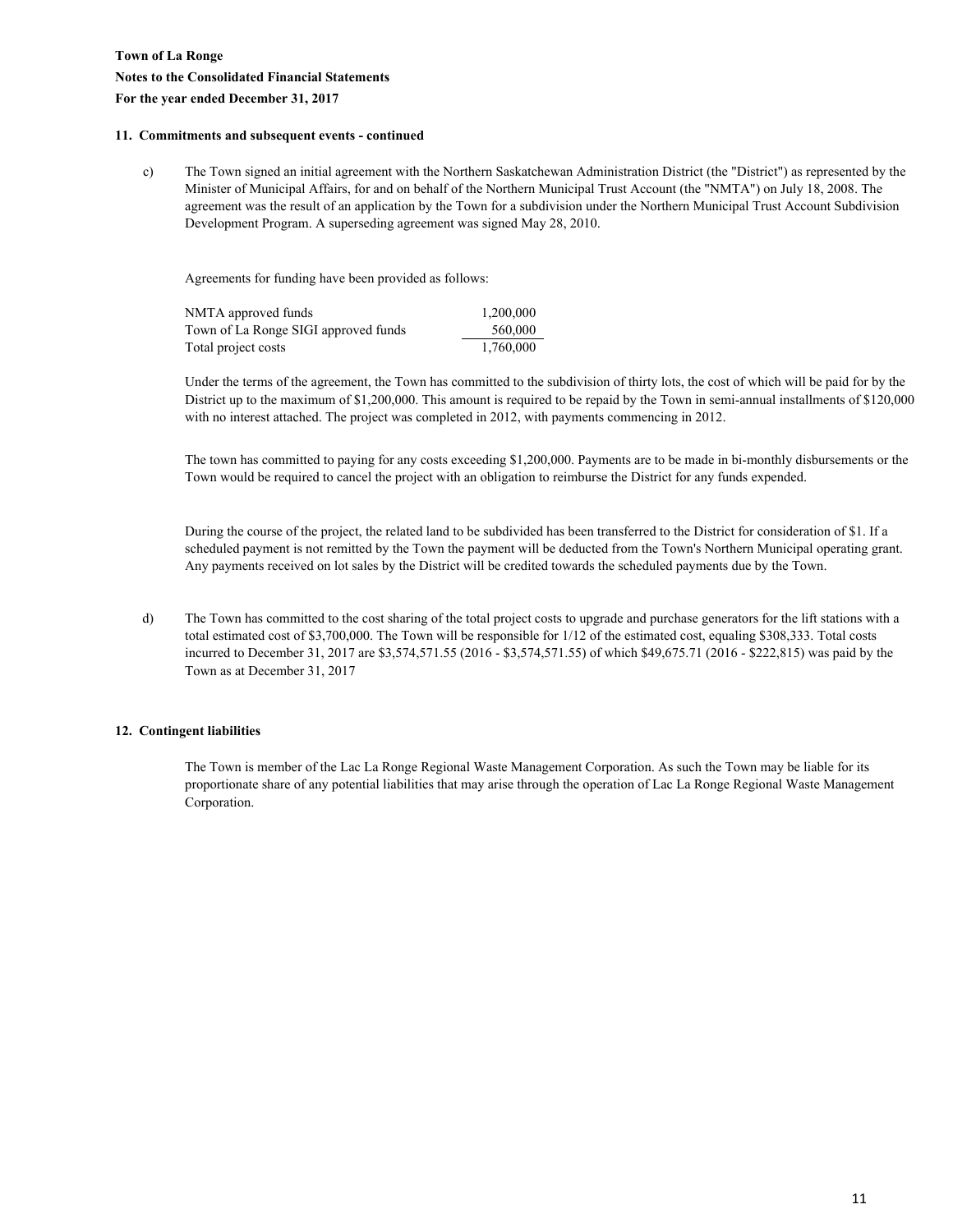**Town of La Ronge**

**Notes to the Consolidated Financial Statements**

**For the year ended December 31, 2017**

**11. Commitments and subsequent events - continued**

c) The Town signed an initial agreement with the Northern Saskatchewan Administration District (the "District") as represented by the Minister of Municipal Affairs, for and on behalf of the Northern Municipal Trust Account (the "NMTA") on July 18, 2008. The agreement was the result of an application by the Town for a subdivision under the Northern Municipal Trust Account Subdivision Development Program. A superseding agreement was signed May 28, 2010.

Agreements for funding have been provided as follows:

| | |
|---|---|
| NMTA approved funds | 1,200,000 |
| Town of La Ronge SIGI approved funds | 560,000 |
| Total project costs | 1,760,000 |

Under the terms of the agreement, the Town has committed to the subdivision of thirty lots, the cost of which will be paid for by the District up to the maximum of $1,200,000. This amount is required to be repaid by the Town in semi-annual installments of $120,000 with no interest attached. The project was completed in 2012, with payments commencing in 2012.

The town has committed to paying for any costs exceeding $1,200,000. Payments are to be made in bi-monthly disbursements or the Town would be required to cancel the project with an obligation to reimburse the District for any funds expended.

During the course of the project, the related land to be subdivided has been transferred to the District for consideration of $1. If a scheduled payment is not remitted by the Town the payment will be deducted from the Town's Northern Municipal operating grant. Any payments received on lot sales by the District will be credited towards the scheduled payments due by the Town.

d) The Town has committed to the cost sharing of the total project costs to upgrade and purchase generators for the lift stations with a total estimated cost of $3,700,000. The Town will be responsible for 1/12 of the estimated cost, equaling $308,333. Total costs incurred to December 31, 2017 are $3,574,571.55 (2016 - $3,574,571.55) of which $49,675.71 (2016 - $222,815) was paid by the Town as at December 31, 2017

**12. Contingent liabilities**

The Town is member of the Lac La Ronge Regional Waste Management Corporation. As such the Town may be liable for its proportionate share of any potential liabilities that may arise through the operation of Lac La Ronge Regional Waste Management Corporation.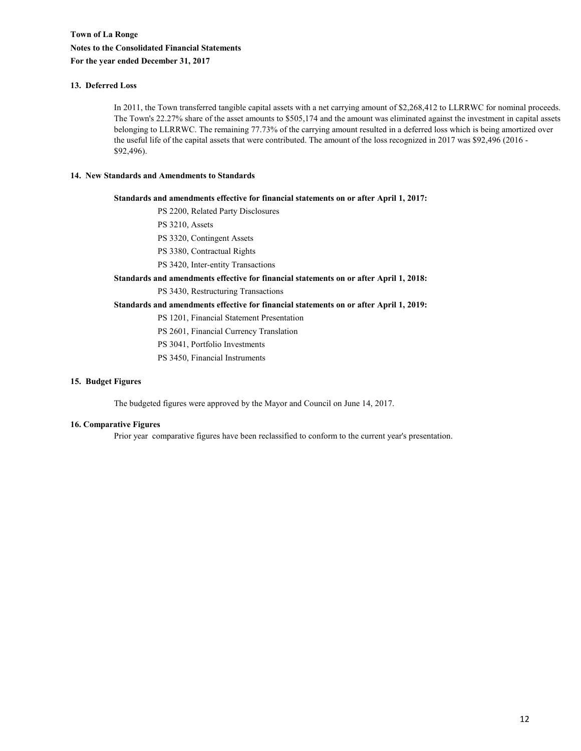**Town of La Ronge**

**Notes to the Consolidated Financial Statements**

**For the year ended December 31, 2017**

### 13. Deferred Loss

In 2011, the Town transferred tangible capital assets with a net carrying amount of $2,268,412 to LLRRWC for nominal proceeds. The Town's 22.27% share of the asset amounts to $505,174 and the amount was eliminated against the investment in capital assets belonging to LLRRWC. The remaining 77.73% of the carrying amount resulted in a deferred loss which is being amortized over the useful life of the capital assets that were contributed. The amount of the loss recognized in 2017 was $92,496 (2016 - $92,496).

### 14. New Standards and Amendments to Standards

**Standards and amendments effective for financial statements on or after April 1, 2017:**

PS 2200, Related Party Disclosures

PS 3210, Assets

PS 3320, Contingent Assets

PS 3380, Contractual Rights

PS 3420, Inter-entity Transactions

**Standards and amendments effective for financial statements on or after April 1, 2018:**

PS 3430, Restructuring Transactions

**Standards and amendments effective for financial statements on or after April 1, 2019:**

PS 1201, Financial Statement Presentation

PS 2601, Financial Currency Translation

PS 3041, Portfolio Investments

PS 3450, Financial Instruments

### 15. Budget Figures

The budgeted figures were approved by the Mayor and Council on June 14, 2017.

### 16. Comparative Figures

Prior year comparative figures have been reclassified to conform to the current year's presentation.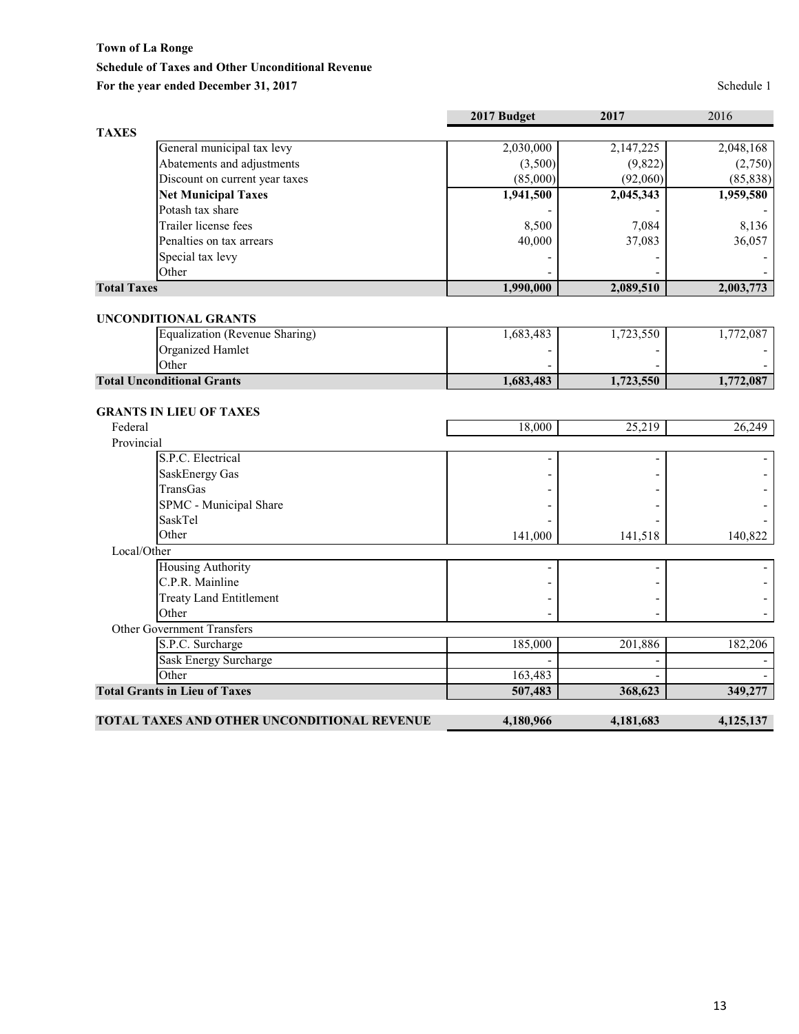**Town of La Ronge**

**Schedule of Taxes and Other Unconditional Revenue**

**For the year ended December 31, 2017**

Schedule 1

| | 2017 Budget | 2017 | 2016 |
|---|---|---|---|
| **TAXES** | | | |
| General municipal tax levy | 2,030,000 | 2,147,225 | 2,048,168 |
| Abatements and adjustments | (3,500) | (9,822) | (2,750) |
| Discount on current year taxes | (85,000) | (92,060) | (85,838) |
| **Net Municipal Taxes** | **1,941,500** | **2,045,343** | **1,959,580** |
| Potash tax share | - | - | - |
| Trailer license fees | 8,500 | 7,084 | 8,136 |
| Penalties on tax arrears | 40,000 | 37,083 | 36,057 |
| Special tax levy | - | - | - |
| Other | - | - | - |
| **Total Taxes** | **1,990,000** | **2,089,510** | **2,003,773** |
| | | | |
| **UNCONDITIONAL GRANTS** | | | |
| Equalization (Revenue Sharing) | 1,683,483 | 1,723,550 | 1,772,087 |
| Organized Hamlet | - | - | - |
| Other | - | - | - |
| **Total Unconditional Grants** | **1,683,483** | **1,723,550** | **1,772,087** |
| | | | |
| **GRANTS IN LIEU OF TAXES** | | | |
| Federal | 18,000 | 25,219 | 26,249 |
| Provincial | | | |
| S.P.C. Electrical | - | - | - |
| SaskEnergy Gas | - | - | - |
| TransGas | - | - | - |
| SPMC - Municipal Share | - | - | - |
| SaskTel | - | - | - |
| Other | 141,000 | 141,518 | 140,822 |
| Local/Other | | | |
| Housing Authority | - | - | - |
| C.P.R. Mainline | - | - | - |
| Treaty Land Entitlement | - | - | - |
| Other | - | - | - |
| Other Government Transfers | | | |
| S.P.C. Surcharge | 185,000 | 201,886 | 182,206 |
| Sask Energy Surcharge | - | - | - |
| Other | 163,483 | - | - |
| **Total Grants in Lieu of Taxes** | **507,483** | **368,623** | **349,277** |
| | | | |
| **TOTAL TAXES AND OTHER UNCONDITIONAL REVENUE** | **4,180,966** | **4,181,683** | **4,125,137** |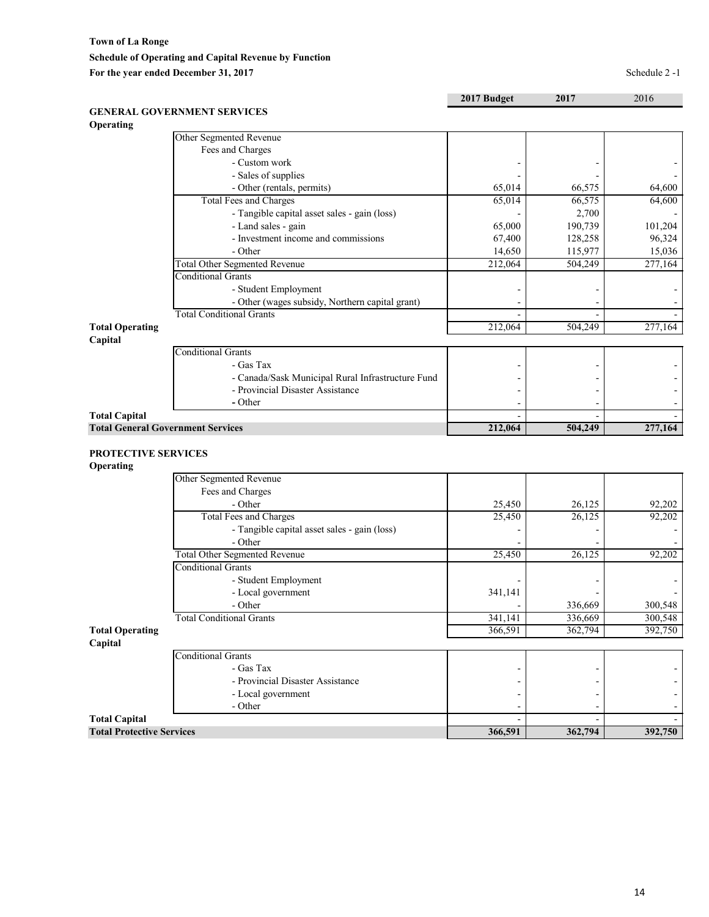**Town of La Ronge**

**Schedule of Operating and Capital Revenue by Function**

**For the year ended December 31, 2017**

Schedule 2 -1

| | | 2017 Budget | 2017 | 2016 |
|---|---|---|---|---|
| **GENERAL GOVERNMENT SERVICES** | | | | |
| **Operating** | | | | |
| | Other Segmented Revenue | | | |
| | Fees and Charges | | | |
| | - Custom work | - | - | - |
| | - Sales of supplies | - | - | - |
| | - Other (rentals, permits) | 65,014 | 66,575 | 64,600 |
| | Total Fees and Charges | 65,014 | 66,575 | 64,600 |
| | - Tangible capital asset sales - gain (loss) | - | 2,700 | - |
| | - Land sales - gain | 65,000 | 190,739 | 101,204 |
| | - Investment income and commissions | 67,400 | 128,258 | 96,324 |
| | - Other | 14,650 | 115,977 | 15,036 |
| | Total Other Segmented Revenue | 212,064 | 504,249 | 277,164 |
| | Conditional Grants | | | |
| | - Student Employment | - | - | - |
| | - Other (wages subsidy, Northern capital grant) | - | - | - |
| | Total Conditional Grants | - | - | - |
| **Total Operating** | | 212,064 | 504,249 | 277,164 |
| **Capital** | | | | |
| | Conditional Grants | | | |
| | - Gas Tax | - | - | - |
| | - Canada/Sask Municipal Rural Infrastructure Fund | - | - | - |
| | - Provincial Disaster Assistance | - | - | - |
| | - Other | - | - | - |
| **Total Capital** | | - | - | - |
| **Total General Government Services** | | **212,064** | **504,249** | **277,164** |

| | | 2017 Budget | 2017 | 2016 |
|---|---|---|---|---|
| **PROTECTIVE SERVICES** | | | | |
| **Operating** | | | | |
| | Other Segmented Revenue | | | |
| | Fees and Charges | | | |
| | - Other | 25,450 | 26,125 | 92,202 |
| | Total Fees and Charges | 25,450 | 26,125 | 92,202 |
| | - Tangible capital asset sales - gain (loss) | - | - | - |
| | - Other | - | - | - |
| | Total Other Segmented Revenue | 25,450 | 26,125 | 92,202 |
| | Conditional Grants | | | |
| | - Student Employment | - | - | - |
| | - Local government | 341,141 | - | - |
| | - Other | - | 336,669 | 300,548 |
| | Total Conditional Grants | 341,141 | 336,669 | 300,548 |
| **Total Operating** | | 366,591 | 362,794 | 392,750 |
| **Capital** | | | | |
| | Conditional Grants | | | |
| | - Gas Tax | - | - | - |
| | - Provincial Disaster Assistance | - | - | - |
| | - Local government | - | - | - |
| | - Other | - | - | - |
| **Total Capital** | | - | - | - |
| **Total Protective Services** | | **366,591** | **362,794** | **392,750** |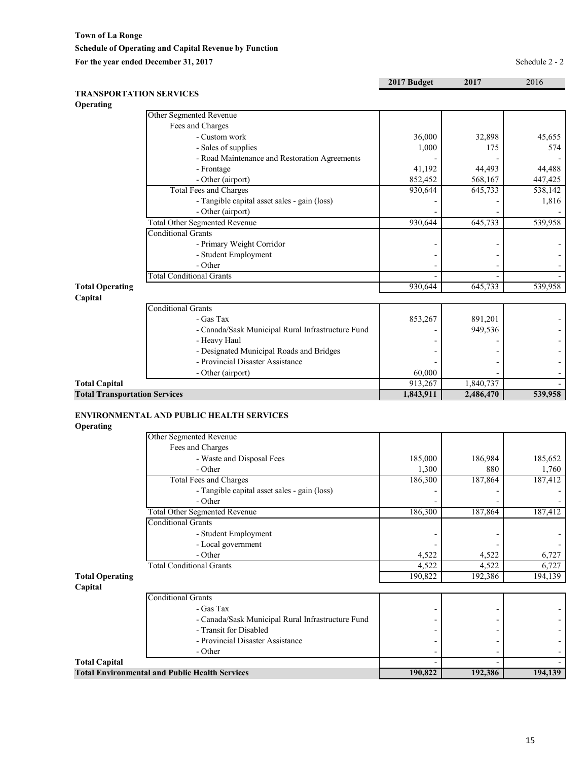**Town of La Ronge**

**Schedule of Operating and Capital Revenue by Function**

**For the year ended December 31, 2017**

Schedule 2 - 2

| | | 2017 Budget | 2017 | 2016 |
|---|---|---|---|---|
| **TRANSPORTATION SERVICES** | | | | |
| **Operating** | | | | |
| | Other Segmented Revenue | | | |
| | Fees and Charges | | | |
| | - Custom work | 36,000 | 32,898 | 45,655 |
| | - Sales of supplies | 1,000 | 175 | 574 |
| | - Road Maintenance and Restoration Agreements | - | - | - |
| | - Frontage | 41,192 | 44,493 | 44,488 |
| | - Other (airport) | 852,452 | 568,167 | 447,425 |
| | Total Fees and Charges | 930,644 | 645,733 | 538,142 |
| | - Tangible capital asset sales - gain (loss) | - | - | 1,816 |
| | - Other (airport) | - | - | - |
| | Total Other Segmented Revenue | 930,644 | 645,733 | 539,958 |
| | Conditional Grants | | | |
| | - Primary Weight Corridor | - | - | - |
| | - Student Employment | - | - | - |
| | - Other | - | - | - |
| | Total Conditional Grants | - | - | - |
| **Total Operating** | | 930,644 | 645,733 | 539,958 |
| **Capital** | | | | |
| | Conditional Grants | | | |
| | - Gas Tax | 853,267 | 891,201 | - |
| | - Canada/Sask Municipal Rural Infrastructure Fund | - | 949,536 | - |
| | - Heavy Haul | - | - | - |
| | - Designated Municipal Roads and Bridges | - | - | - |
| | - Provincial Disaster Assistance | - | - | - |
| | - Other (airport) | 60,000 | - | - |
| **Total Capital** | | 913,267 | 1,840,737 | - |
| **Total Transportation Services** | | **1,843,911** | **2,486,470** | **539,958** |

| | | 2017 Budget | 2017 | 2016 |
|---|---|---|---|---|
| **ENVIRONMENTAL AND PUBLIC HEALTH SERVICES** | | | | |
| **Operating** | | | | |
| | Other Segmented Revenue | | | |
| | Fees and Charges | | | |
| | - Waste and Disposal Fees | 185,000 | 186,984 | 185,652 |
| | - Other | 1,300 | 880 | 1,760 |
| | Total Fees and Charges | 186,300 | 187,864 | 187,412 |
| | - Tangible capital asset sales - gain (loss) | - | - | - |
| | - Other | - | - | - |
| | Total Other Segmented Revenue | 186,300 | 187,864 | 187,412 |
| | Conditional Grants | | | |
| | - Student Employment | - | - | - |
| | - Local government | - | - | - |
| | - Other | 4,522 | 4,522 | 6,727 |
| | Total Conditional Grants | 4,522 | 4,522 | 6,727 |
| **Total Operating** | | 190,822 | 192,386 | 194,139 |
| **Capital** | | | | |
| | Conditional Grants | | | |
| | - Gas Tax | - | - | - |
| | - Canada/Sask Municipal Rural Infrastructure Fund | - | - | - |
| | - Transit for Disabled | - | - | - |
| | - Provincial Disaster Assistance | - | - | - |
| | - Other | - | - | - |
| **Total Capital** | | - | - | - |
| **Total Environmental and Public Health Services** | | **190,822** | **192,386** | **194,139** |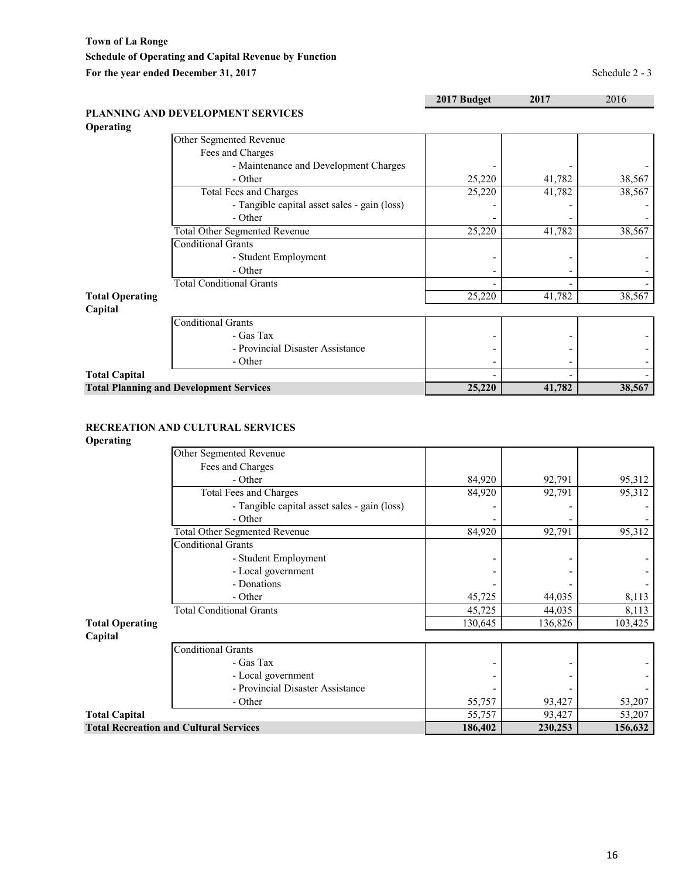**Town of La Ronge**

**Schedule of Operating and Capital Revenue by Function**

**For the year ended December 31, 2017**

Schedule 2 - 3

## PLANNING AND DEVELOPMENT SERVICES

| | | 2017 Budget | 2017 | 2016 |
|---|---|---|---|---|
| **Operating** | | | | |
| | Other Segmented Revenue | | | |
| | Fees and Charges | | | |
| | - Maintenance and Development Charges | - | - | - |
| | - Other | 25,220 | 41,782 | 38,567 |
| | Total Fees and Charges | 25,220 | 41,782 | 38,567 |
| | - Tangible capital asset sales - gain (loss) | - | - | - |
| | - Other | - | - | - |
| | Total Other Segmented Revenue | 25,220 | 41,782 | 38,567 |
| | Conditional Grants | | | |
| | - Student Employment | - | - | - |
| | - Other | - | - | - |
| | Total Conditional Grants | - | - | - |
| **Total Operating** | | 25,220 | 41,782 | 38,567 |
| **Capital** | | | | |
| | Conditional Grants | | | |
| | - Gas Tax | - | - | - |
| | - Provincial Disaster Assistance | - | - | - |
| | - Other | - | - | - |
| **Total Capital** | | - | - | - |
| **Total Planning and Development Services** | | **25,220** | **41,782** | **38,567** |

## RECREATION AND CULTURAL SERVICES

| | | 2017 Budget | 2017 | 2016 |
|---|---|---|---|---|
| **Operating** | | | | |
| | Other Segmented Revenue | | | |
| | Fees and Charges | | | |
| | - Other | 84,920 | 92,791 | 95,312 |
| | Total Fees and Charges | 84,920 | 92,791 | 95,312 |
| | - Tangible capital asset sales - gain (loss) | - | - | - |
| | - Other | - | - | - |
| | Total Other Segmented Revenue | 84,920 | 92,791 | 95,312 |
| | Conditional Grants | | | |
| | - Student Employment | - | - | - |
| | - Local government | - | - | - |
| | - Donations | - | - | - |
| | - Other | 45,725 | 44,035 | 8,113 |
| | Total Conditional Grants | 45,725 | 44,035 | 8,113 |
| **Total Operating** | | 130,645 | 136,826 | 103,425 |
| **Capital** | | | | |
| | Conditional Grants | | | |
| | - Gas Tax | - | - | - |
| | - Local government | - | - | - |
| | - Provincial Disaster Assistance | - | - | - |
| | - Other | 55,757 | 93,427 | 53,207 |
| **Total Capital** | | 55,757 | 93,427 | 53,207 |
| **Total Recreation and Cultural Services** | | **186,402** | **230,253** | **156,632** |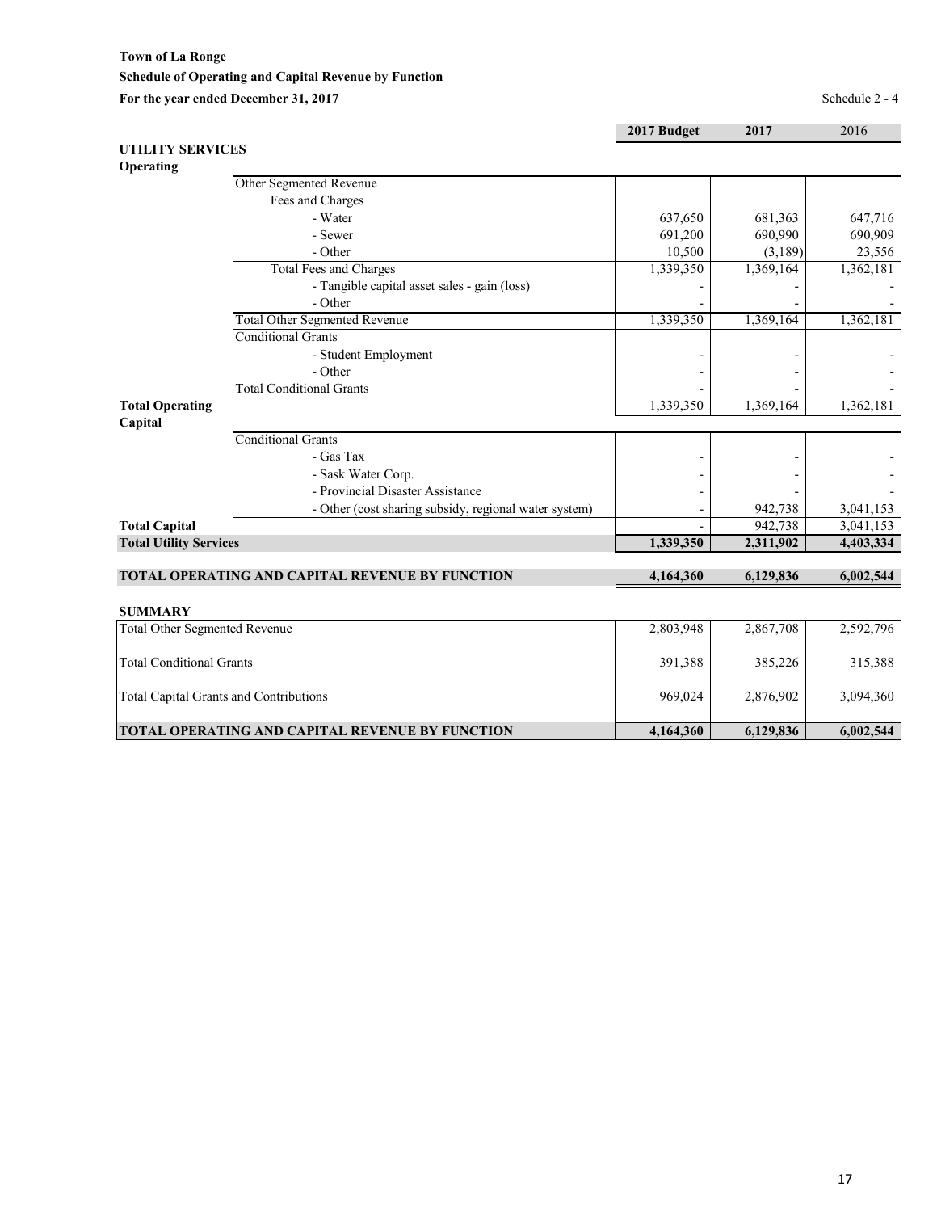**Town of La Ronge**
**Schedule of Operating and Capital Revenue by Function**
**For the year ended December 31, 2017**

Schedule 2 - 4

| | | 2017 Budget | 2017 | 2016 |
|---|---|---|---|---|
| **UTILITY SERVICES** | | | | |
| **Operating** | | | | |
| | Other Segmented Revenue | | | |
| | Fees and Charges | | | |
| | - Water | 637,650 | 681,363 | 647,716 |
| | - Sewer | 691,200 | 690,990 | 690,909 |
| | - Other | 10,500 | (3,189) | 23,556 |
| | Total Fees and Charges | 1,339,350 | 1,369,164 | 1,362,181 |
| | - Tangible capital asset sales - gain (loss) | - | - | - |
| | - Other | - | - | - |
| | Total Other Segmented Revenue | 1,339,350 | 1,369,164 | 1,362,181 |
| | Conditional Grants | | | |
| | - Student Employment | - | - | - |
| | - Other | - | - | - |
| | Total Conditional Grants | - | - | - |
| **Total Operating** | | 1,339,350 | 1,369,164 | 1,362,181 |
| **Capital** | | | | |
| | Conditional Grants | | | |
| | - Gas Tax | - | - | - |
| | - Sask Water Corp. | - | - | - |
| | - Provincial Disaster Assistance | - | - | - |
| | - Other (cost sharing subsidy, regional water system) | - | 942,738 | 3,041,153 |
| **Total Capital** | | - | 942,738 | 3,041,153 |
| **Total Utility Services** | | **1,339,350** | **2,311,902** | **4,403,334** |
| | | | | |
| **TOTAL OPERATING AND CAPITAL REVENUE BY FUNCTION** | | **4,164,360** | **6,129,836** | **6,002,544** |

**SUMMARY**

| | 2017 Budget | 2017 | 2016 |
|---|---|---|---|
| Total Other Segmented Revenue | 2,803,948 | 2,867,708 | 2,592,796 |
| Total Conditional Grants | 391,388 | 385,226 | 315,388 |
| Total Capital Grants and Contributions | 969,024 | 2,876,902 | 3,094,360 |
| **TOTAL OPERATING AND CAPITAL REVENUE BY FUNCTION** | **4,164,360** | **6,129,836** | **6,002,544** |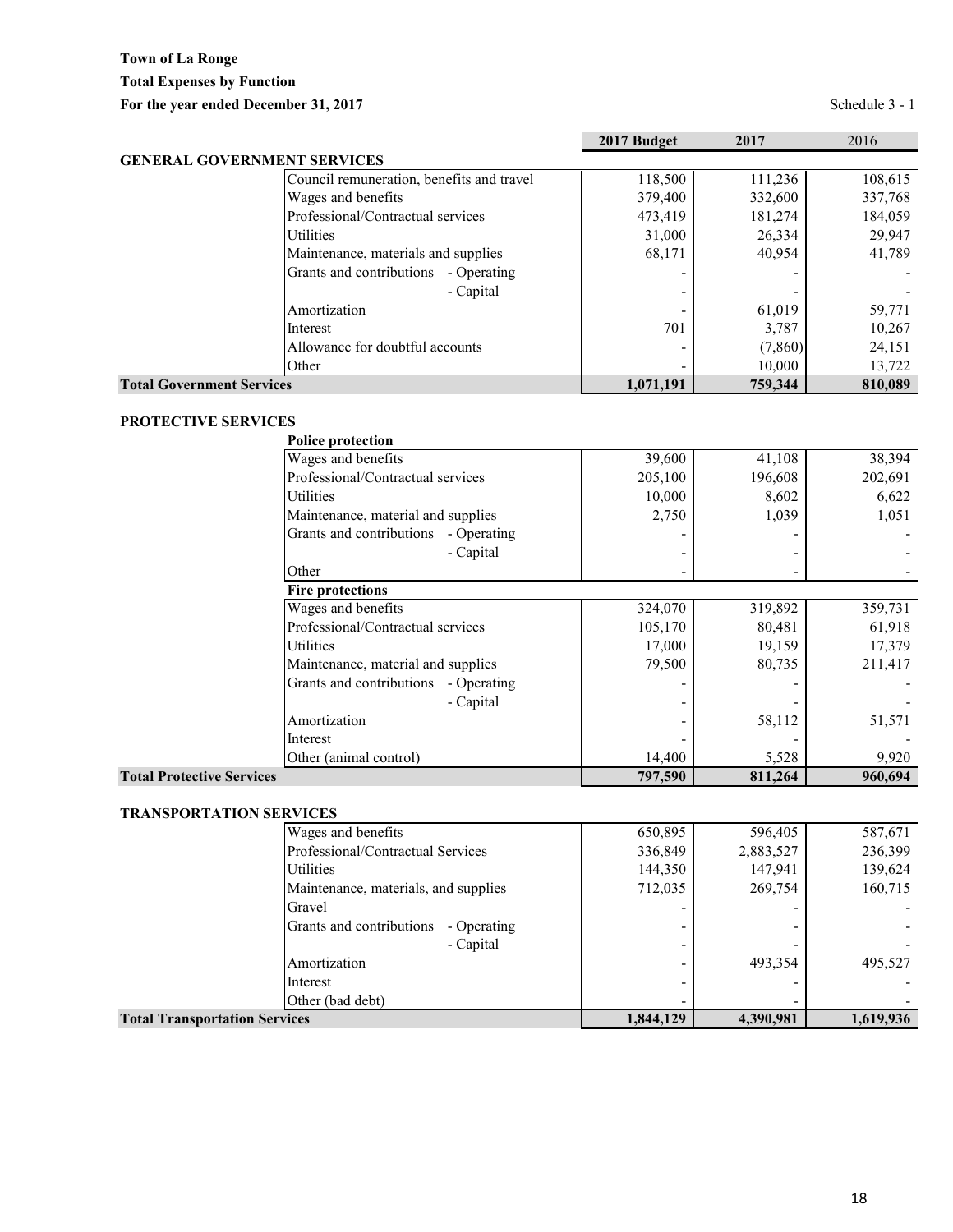**Town of La Ronge**

**Total Expenses by Function**

**For the year ended December 31, 2017**

Schedule 3 - 1

| | | 2017 Budget | 2017 | 2016 |
|---|---|---|---|---|
| **GENERAL GOVERNMENT SERVICES** | | | | |
| | Council remuneration, benefits and travel | 118,500 | 111,236 | 108,615 |
| | Wages and benefits | 379,400 | 332,600 | 337,768 |
| | Professional/Contractual services | 473,419 | 181,274 | 184,059 |
| | Utilities | 31,000 | 26,334 | 29,947 |
| | Maintenance, materials and supplies | 68,171 | 40,954 | 41,789 |
| | Grants and contributions - Operating | - | - | - |
| | - Capital | - | - | - |
| | Amortization | - | 61,019 | 59,771 |
| | Interest | 701 | 3,787 | 10,267 |
| | Allowance for doubtful accounts | - | (7,860) | 24,151 |
| | Other | - | 10,000 | 13,722 |
| **Total Government Services** | | **1,071,191** | **759,344** | **810,089** |
| **PROTECTIVE SERVICES** | | | | |
| | **Police protection** | | | |
| | Wages and benefits | 39,600 | 41,108 | 38,394 |
| | Professional/Contractual services | 205,100 | 196,608 | 202,691 |
| | Utilities | 10,000 | 8,602 | 6,622 |
| | Maintenance, material and supplies | 2,750 | 1,039 | 1,051 |
| | Grants and contributions - Operating | - | - | - |
| | - Capital | - | - | - |
| | Other | - | - | - |
| | **Fire protections** | | | |
| | Wages and benefits | 324,070 | 319,892 | 359,731 |
| | Professional/Contractual services | 105,170 | 80,481 | 61,918 |
| | Utilities | 17,000 | 19,159 | 17,379 |
| | Maintenance, material and supplies | 79,500 | 80,735 | 211,417 |
| | Grants and contributions - Operating | - | - | - |
| | - Capital | - | - | - |
| | Amortization | - | 58,112 | 51,571 |
| | Interest | - | - | - |
| | Other (animal control) | 14,400 | 5,528 | 9,920 |
| **Total Protective Services** | | **797,590** | **811,264** | **960,694** |
| **TRANSPORTATION SERVICES** | | | | |
| | Wages and benefits | 650,895 | 596,405 | 587,671 |
| | Professional/Contractual Services | 336,849 | 2,883,527 | 236,399 |
| | Utilities | 144,350 | 147,941 | 139,624 |
| | Maintenance, materials, and supplies | 712,035 | 269,754 | 160,715 |
| | Gravel | - | - | - |
| | Grants and contributions - Operating | - | - | - |
| | - Capital | - | - | - |
| | Amortization | - | 493,354 | 495,527 |
| | Interest | - | - | - |
| | Other (bad debt) | - | - | - |
| **Total Transportation Services** | | **1,844,129** | **4,390,981** | **1,619,936** |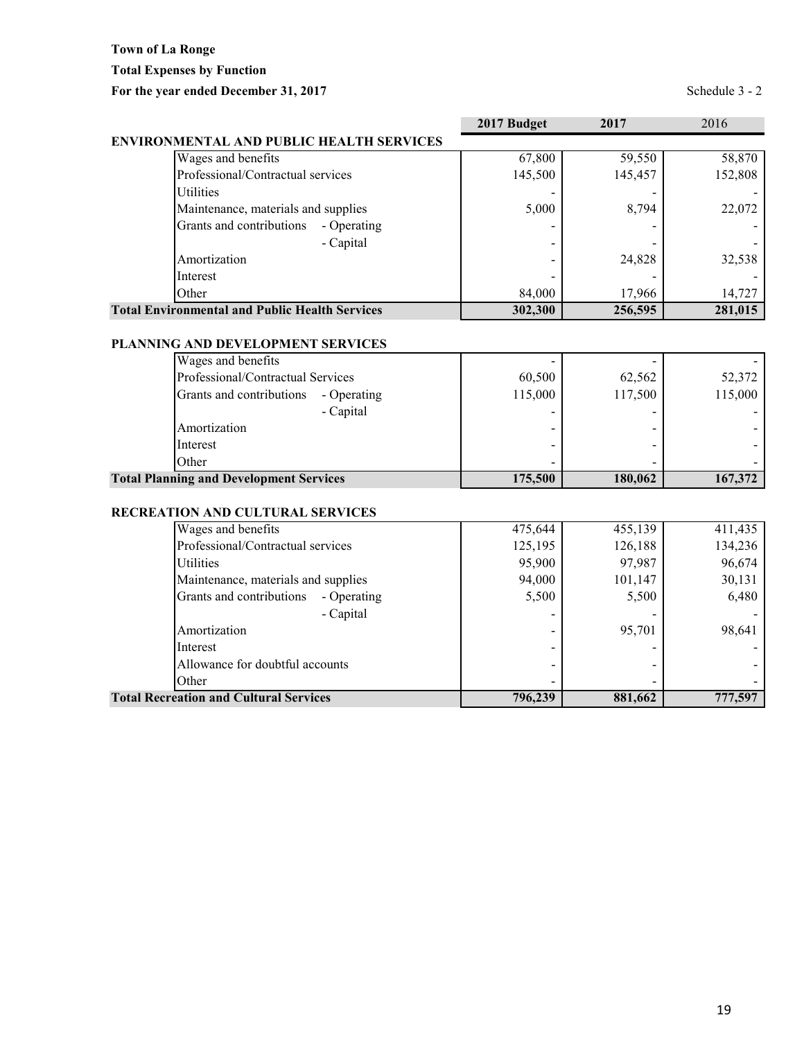**Town of La Ronge**

**Total Expenses by Function**

**For the year ended December 31, 2017**

Schedule 3 - 2

| | 2017 Budget | 2017 | 2016 |
|---|---|---|---|
| **ENVIRONMENTAL AND PUBLIC HEALTH SERVICES** | | | |
| Wages and benefits | 67,800 | 59,550 | 58,870 |
| Professional/Contractual services | 145,500 | 145,457 | 152,808 |
| Utilities | - | - | - |
| Maintenance, materials and supplies | 5,000 | 8,794 | 22,072 |
| Grants and contributions - Operating | - | - | - |
| - Capital | - | - | - |
| Amortization | - | 24,828 | 32,538 |
| Interest | - | - | - |
| Other | 84,000 | 17,966 | 14,727 |
| **Total Environmental and Public Health Services** | **302,300** | **256,595** | **281,015** |

| | 2017 Budget | 2017 | 2016 |
|---|---|---|---|
| **PLANNING AND DEVELOPMENT SERVICES** | | | |
| Wages and benefits | - | - | - |
| Professional/Contractual Services | 60,500 | 62,562 | 52,372 |
| Grants and contributions - Operating | 115,000 | 117,500 | 115,000 |
| - Capital | - | - | - |
| Amortization | - | - | - |
| Interest | - | - | - |
| Other | - | - | - |
| **Total Planning and Development Services** | **175,500** | **180,062** | **167,372** |

| | 2017 Budget | 2017 | 2016 |
|---|---|---|---|
| **RECREATION AND CULTURAL SERVICES** | | | |
| Wages and benefits | 475,644 | 455,139 | 411,435 |
| Professional/Contractual services | 125,195 | 126,188 | 134,236 |
| Utilities | 95,900 | 97,987 | 96,674 |
| Maintenance, materials and supplies | 94,000 | 101,147 | 30,131 |
| Grants and contributions - Operating | 5,500 | 5,500 | 6,480 |
| - Capital | - | - | - |
| Amortization | - | 95,701 | 98,641 |
| Interest | - | - | - |
| Allowance for doubtful accounts | - | - | - |
| Other | - | - | - |
| **Total Recreation and Cultural Services** | **796,239** | **881,662** | **777,597** |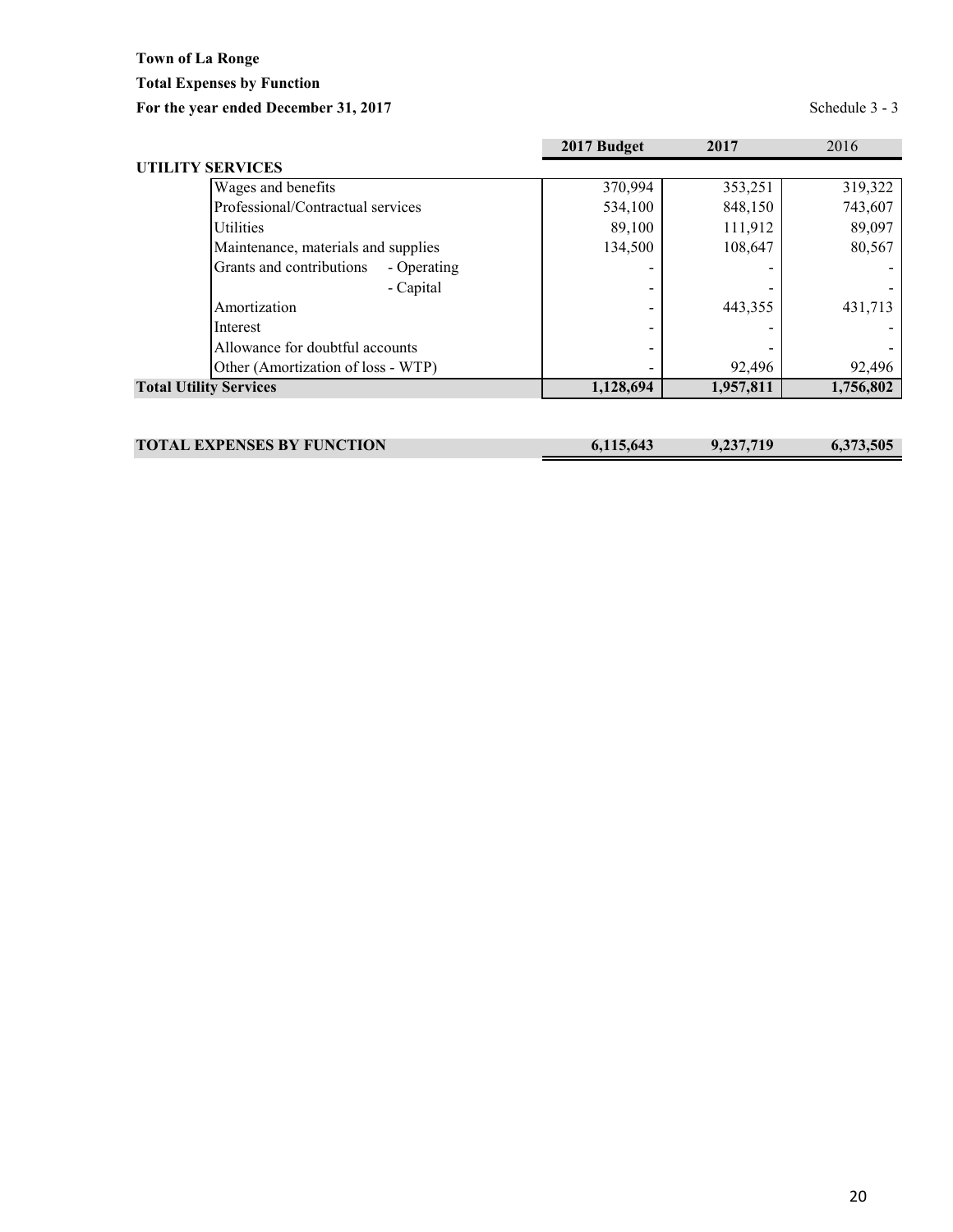**Town of La Ronge**

**Total Expenses by Function**

**For the year ended December 31, 2017**

Schedule 3 - 3

| | 2017 Budget | 2017 | 2016 |
|---|---|---|---|
| **UTILITY SERVICES** | | | |
| Wages and benefits | 370,994 | 353,251 | 319,322 |
| Professional/Contractual services | 534,100 | 848,150 | 743,607 |
| Utilities | 89,100 | 111,912 | 89,097 |
| Maintenance, materials and supplies | 134,500 | 108,647 | 80,567 |
| Grants and contributions - Operating | - | - | - |
| - Capital | - | - | - |
| Amortization | - | 443,355 | 431,713 |
| Interest | - | - | - |
| Allowance for doubtful accounts | - | - | - |
| Other (Amortization of loss - WTP) | - | 92,496 | 92,496 |
| **Total Utility Services** | **1,128,694** | **1,957,811** | **1,756,802** |
| | | | |
| **TOTAL EXPENSES BY FUNCTION** | **6,115,643** | **9,237,719** | **6,373,505** |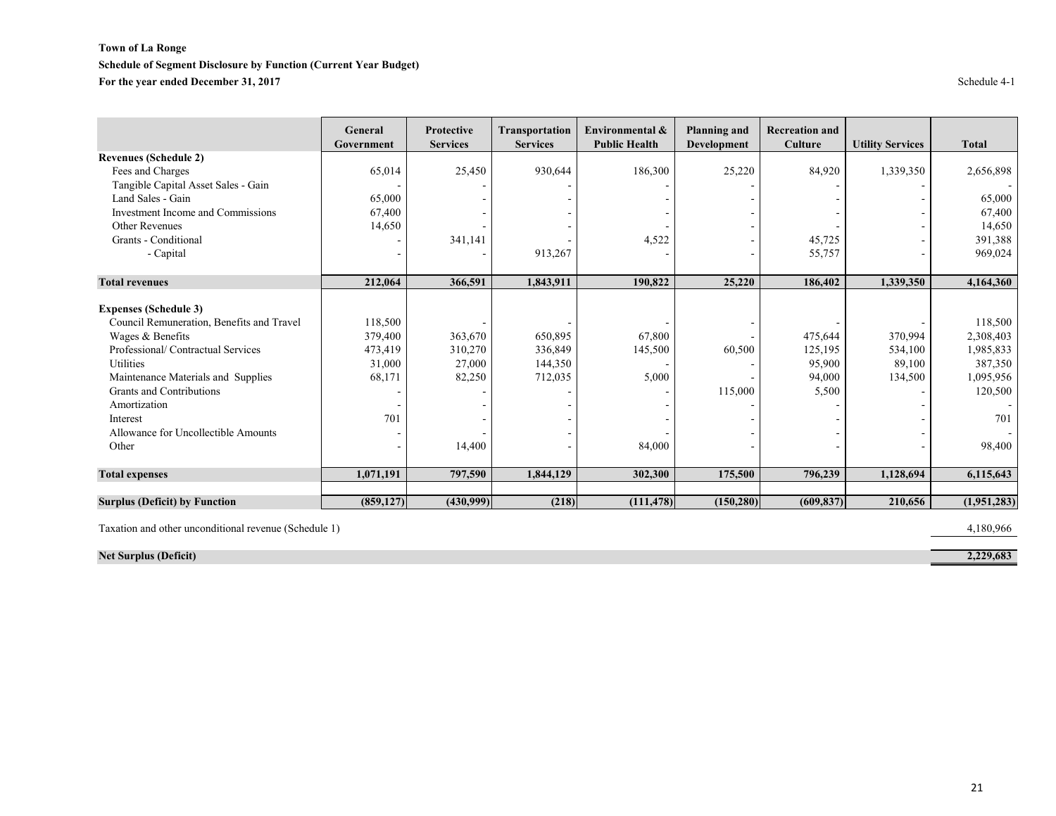**Town of La Ronge**

**Schedule of Segment Disclosure by Function (Current Year Budget)**

**For the year ended December 31, 2017**

Schedule 4-1

| | General Government | Protective Services | Transportation Services | Environmental & Public Health | Planning and Development | Recreation and Culture | Utility Services | Total |
|---|---|---|---|---|---|---|---|---|
| **Revenues (Schedule 2)** | | | | | | | | |
| Fees and Charges | 65,014 | 25,450 | 930,644 | 186,300 | 25,220 | 84,920 | 1,339,350 | 2,656,898 |
| Tangible Capital Asset Sales - Gain | - | - | - | - | - | - | - | - |
| Land Sales - Gain | 65,000 | - | - | - | - | - | - | 65,000 |
| Investment Income and Commissions | 67,400 | - | - | - | - | - | - | 67,400 |
| Other Revenues | 14,650 | - | - | - | - | - | - | 14,650 |
| Grants - Conditional | - | 341,141 | - | 4,522 | - | 45,725 | - | 391,388 |
| - Capital | - | - | 913,267 | - | - | 55,757 | - | 969,024 |
| **Total revenues** | **212,064** | **366,591** | **1,843,911** | **190,822** | **25,220** | **186,402** | **1,339,350** | **4,164,360** |
| **Expenses (Schedule 3)** | | | | | | | | |
| Council Remuneration, Benefits and Travel | 118,500 | - | - | - | - | - | - | 118,500 |
| Wages & Benefits | 379,400 | 363,670 | 650,895 | 67,800 | - | 475,644 | 370,994 | 2,308,403 |
| Professional/ Contractual Services | 473,419 | 310,270 | 336,849 | 145,500 | 60,500 | 125,195 | 534,100 | 1,985,833 |
| Utilities | 31,000 | 27,000 | 144,350 | - | - | 95,900 | 89,100 | 387,350 |
| Maintenance Materials and Supplies | 68,171 | 82,250 | 712,035 | 5,000 | - | 94,000 | 134,500 | 1,095,956 |
| Grants and Contributions | - | - | - | - | 115,000 | 5,500 | - | 120,500 |
| Amortization | - | - | - | - | - | - | - | - |
| Interest | 701 | - | - | - | - | - | - | 701 |
| Allowance for Uncollectible Amounts | - | - | - | - | - | - | - | - |
| Other | - | 14,400 | - | 84,000 | - | - | - | 98,400 |
| **Total expenses** | **1,071,191** | **797,590** | **1,844,129** | **302,300** | **175,500** | **796,239** | **1,128,694** | **6,115,643** |
| **Surplus (Deficit) by Function** | **(859,127)** | **(430,999)** | **(218)** | **(111,478)** | **(150,280)** | **(609,837)** | **210,656** | **(1,951,283)** |
| Taxation and other unconditional revenue (Schedule 1) | | | | | | | | 4,180,966 |
| **Net Surplus (Deficit)** | | | | | | | | **2,229,683** |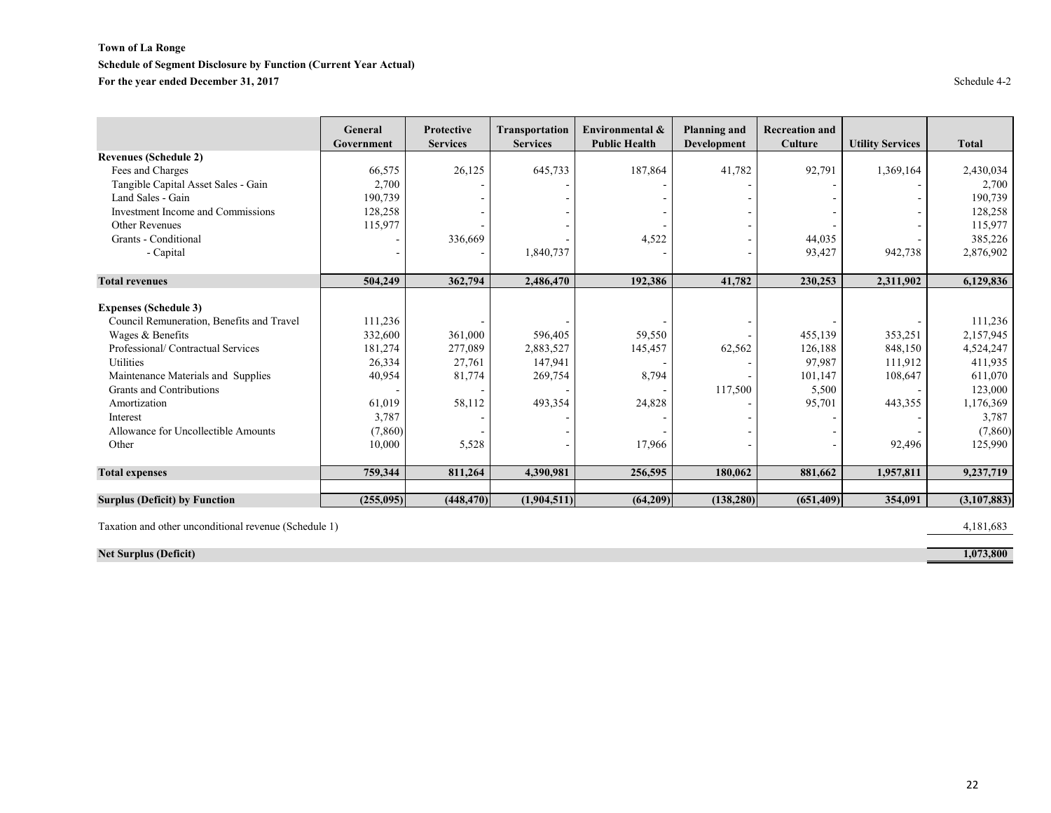**Town of La Ronge**

**Schedule of Segment Disclosure by Function (Current Year Actual)**

**For the year ended December 31, 2017**

Schedule 4-2

| | General Government | Protective Services | Transportation Services | Environmental & Public Health | Planning and Development | Recreation and Culture | Utility Services | Total |
|---|---|---|---|---|---|---|---|---|
| **Revenues (Schedule 2)** | | | | | | | | |
| Fees and Charges | 66,575 | 26,125 | 645,733 | 187,864 | 41,782 | 92,791 | 1,369,164 | 2,430,034 |
| Tangible Capital Asset Sales - Gain | 2,700 | - | - | - | - | - | - | 2,700 |
| Land Sales - Gain | 190,739 | - | - | - | - | - | - | 190,739 |
| Investment Income and Commissions | 128,258 | - | - | - | - | - | - | 128,258 |
| Other Revenues | 115,977 | - | - | - | - | - | - | 115,977 |
| Grants - Conditional | - | 336,669 | - | 4,522 | - | 44,035 | - | 385,226 |
| - Capital | - | - | 1,840,737 | - | - | 93,427 | 942,738 | 2,876,902 |
| **Total revenues** | **504,249** | **362,794** | **2,486,470** | **192,386** | **41,782** | **230,253** | **2,311,902** | **6,129,836** |
| **Expenses (Schedule 3)** | | | | | | | | |
| Council Remuneration, Benefits and Travel | 111,236 | - | - | - | - | - | - | 111,236 |
| Wages & Benefits | 332,600 | 361,000 | 596,405 | 59,550 | - | 455,139 | 353,251 | 2,157,945 |
| Professional/ Contractual Services | 181,274 | 277,089 | 2,883,527 | 145,457 | 62,562 | 126,188 | 848,150 | 4,524,247 |
| Utilities | 26,334 | 27,761 | 147,941 | - | - | 97,987 | 111,912 | 411,935 |
| Maintenance Materials and Supplies | 40,954 | 81,774 | 269,754 | 8,794 | - | 101,147 | 108,647 | 611,070 |
| Grants and Contributions | - | - | - | - | 117,500 | 5,500 | - | 123,000 |
| Amortization | 61,019 | 58,112 | 493,354 | 24,828 | - | 95,701 | 443,355 | 1,176,369 |
| Interest | 3,787 | - | - | - | - | - | - | 3,787 |
| Allowance for Uncollectible Amounts | (7,860) | - | - | - | - | - | - | (7,860) |
| Other | 10,000 | 5,528 | - | 17,966 | - | - | 92,496 | 125,990 |
| **Total expenses** | **759,344** | **811,264** | **4,390,981** | **256,595** | **180,062** | **881,662** | **1,957,811** | **9,237,719** |
| **Surplus (Deficit) by Function** | **(255,095)** | **(448,470)** | **(1,904,511)** | **(64,209)** | **(138,280)** | **(651,409)** | **354,091** | **(3,107,883)** |
| Taxation and other unconditional revenue (Schedule 1) | | | | | | | | 4,181,683 |
| **Net Surplus (Deficit)** | | | | | | | | **1,073,800** |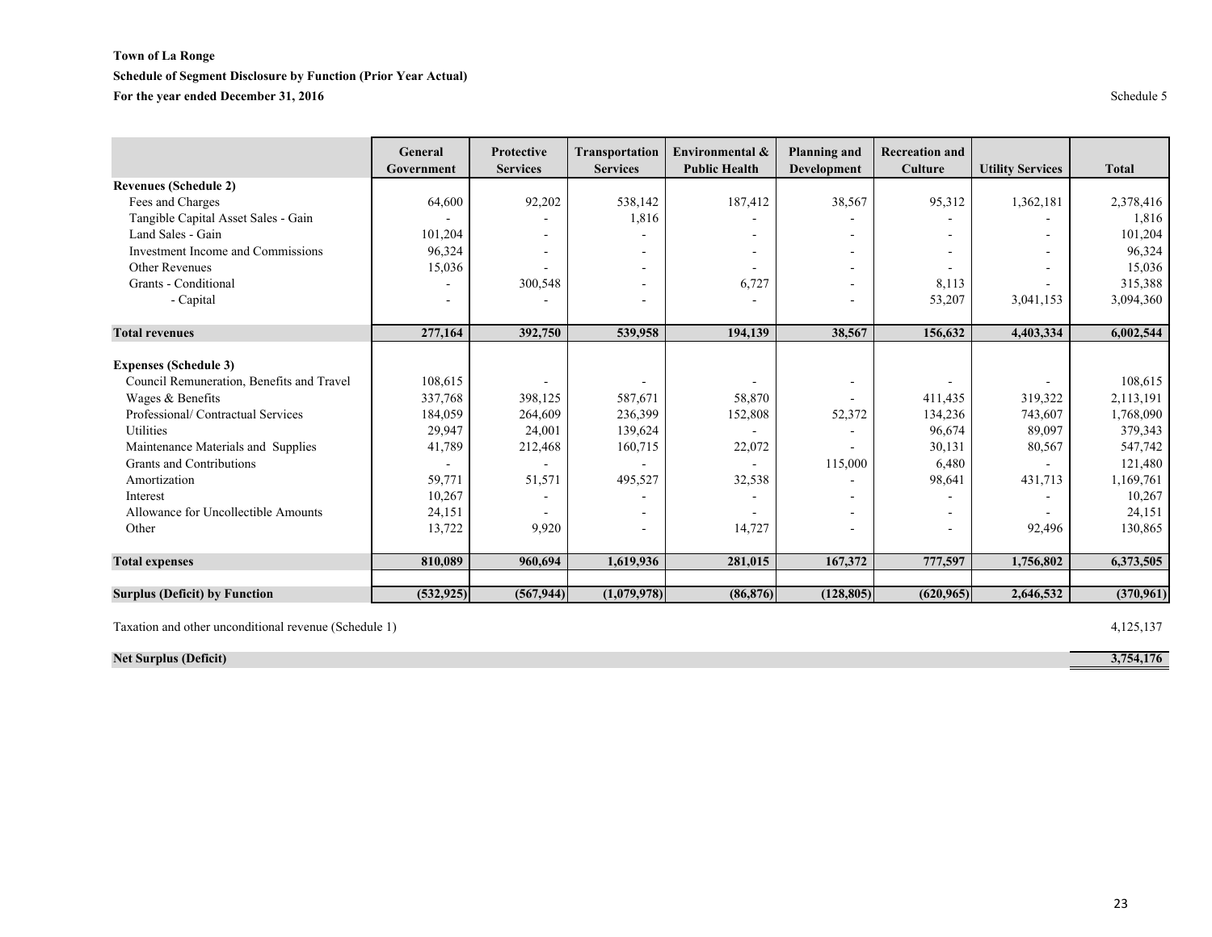**Town of La Ronge**

**Schedule of Segment Disclosure by Function (Prior Year Actual)**

**For the year ended December 31, 2016**

Schedule 5

| | General Government | Protective Services | Transportation Services | Environmental & Public Health | Planning and Development | Recreation and Culture | Utility Services | Total |
|---|---|---|---|---|---|---|---|---|
| **Revenues (Schedule 2)** | | | | | | | | |
| Fees and Charges | 64,600 | 92,202 | 538,142 | 187,412 | 38,567 | 95,312 | 1,362,181 | 2,378,416 |
| Tangible Capital Asset Sales - Gain | - | - | 1,816 | - | - | - | - | 1,816 |
| Land Sales - Gain | 101,204 | - | - | - | - | - | - | 101,204 |
| Investment Income and Commissions | 96,324 | - | - | - | - | - | - | 96,324 |
| Other Revenues | 15,036 | - | - | - | - | - | - | 15,036 |
| Grants - Conditional | - | 300,548 | - | 6,727 | - | 8,113 | - | 315,388 |
| - Capital | - | - | - | - | - | 53,207 | 3,041,153 | 3,094,360 |
| **Total revenues** | **277,164** | **392,750** | **539,958** | **194,139** | **38,567** | **156,632** | **4,403,334** | **6,002,544** |
| **Expenses (Schedule 3)** | | | | | | | | |
| Council Remuneration, Benefits and Travel | 108,615 | - | - | - | - | - | - | 108,615 |
| Wages & Benefits | 337,768 | 398,125 | 587,671 | 58,870 | - | 411,435 | 319,322 | 2,113,191 |
| Professional/ Contractual Services | 184,059 | 264,609 | 236,399 | 152,808 | 52,372 | 134,236 | 743,607 | 1,768,090 |
| Utilities | 29,947 | 24,001 | 139,624 | - | - | 96,674 | 89,097 | 379,343 |
| Maintenance Materials and Supplies | 41,789 | 212,468 | 160,715 | 22,072 | - | 30,131 | 80,567 | 547,742 |
| Grants and Contributions | - | - | - | - | 115,000 | 6,480 | - | 121,480 |
| Amortization | 59,771 | 51,571 | 495,527 | 32,538 | - | 98,641 | 431,713 | 1,169,761 |
| Interest | 10,267 | - | - | - | - | - | - | 10,267 |
| Allowance for Uncollectible Amounts | 24,151 | - | - | - | - | - | - | 24,151 |
| Other | 13,722 | 9,920 | - | 14,727 | - | - | 92,496 | 130,865 |
| **Total expenses** | **810,089** | **960,694** | **1,619,936** | **281,015** | **167,372** | **777,597** | **1,756,802** | **6,373,505** |
| **Surplus (Deficit) by Function** | **(532,925)** | **(567,944)** | **(1,079,978)** | **(86,876)** | **(128,805)** | **(620,965)** | **2,646,532** | **(370,961)** |
| Taxation and other unconditional revenue (Schedule 1) | | | | | | | | 4,125,137 |
| **Net Surplus (Deficit)** | | | | | | | | **3,754,176** |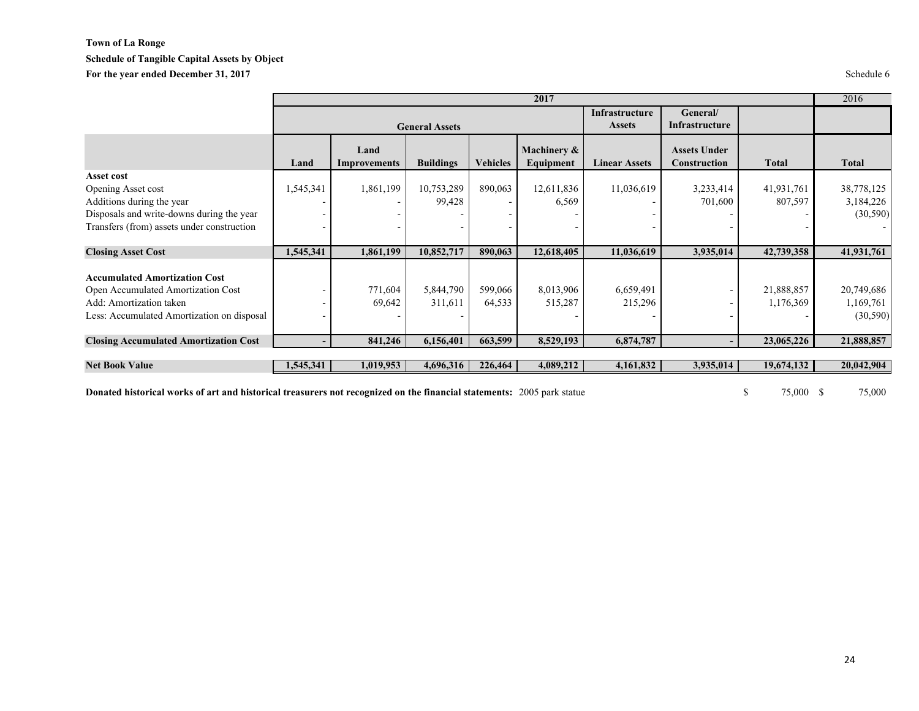**Town of La Ronge**

**Schedule of Tangible Capital Assets by Object**

**For the year ended December 31, 2017**

Schedule 6

| | 2017 | | | | | | | | 2016 |
|---|---|---|---|---|---|---|---|---|---|
| | General Assets | | | | | Infrastructure Assets | General/ Infrastructure | | |
| | **Land** | **Land Improvements** | **Buildings** | **Vehicles** | **Machinery & Equipment** | **Linear Assets** | **Assets Under Construction** | **Total** | **Total** |
| **Asset cost** | | | | | | | | | |
| Opening Asset cost | 1,545,341 | 1,861,199 | 10,753,289 | 890,063 | 12,611,836 | 11,036,619 | 3,233,414 | 41,931,761 | 38,778,125 |
| Additions during the year | - | - | 99,428 | - | 6,569 | - | 701,600 | 807,597 | 3,184,226 |
| Disposals and write-downs during the year | - | - | - | - | - | - | - | - | (30,590) |
| Transfers (from) assets under construction | - | - | - | - | - | - | - | - | - |
| **Closing Asset Cost** | **1,545,341** | **1,861,199** | **10,852,717** | **890,063** | **12,618,405** | **11,036,619** | **3,935,014** | **42,739,358** | **41,931,761** |
| **Accumulated Amortization Cost** | | | | | | | | | |
| Open Accumulated Amortization Cost | - | 771,604 | 5,844,790 | 599,066 | 8,013,906 | 6,659,491 | - | 21,888,857 | 20,749,686 |
| Add: Amortization taken | - | 69,642 | 311,611 | 64,533 | 515,287 | 215,296 | - | 1,176,369 | 1,169,761 |
| Less: Accumulated Amortization on disposal | - | - | - | | - | - | - | - | (30,590) |
| **Closing Accumulated Amortization Cost** | **-** | **841,246** | **6,156,401** | **663,599** | **8,529,193** | **6,874,787** | **-** | **23,065,226** | **21,888,857** |
| **Net Book Value** | **1,545,341** | **1,019,953** | **4,696,316** | **226,464** | **4,089,212** | **4,161,832** | **3,935,014** | **19,674,132** | **20,042,904** |

**Donated historical works of art and historical treasurers not recognized on the financial statements:** 2005 park statue $ 75,000 $ 75,000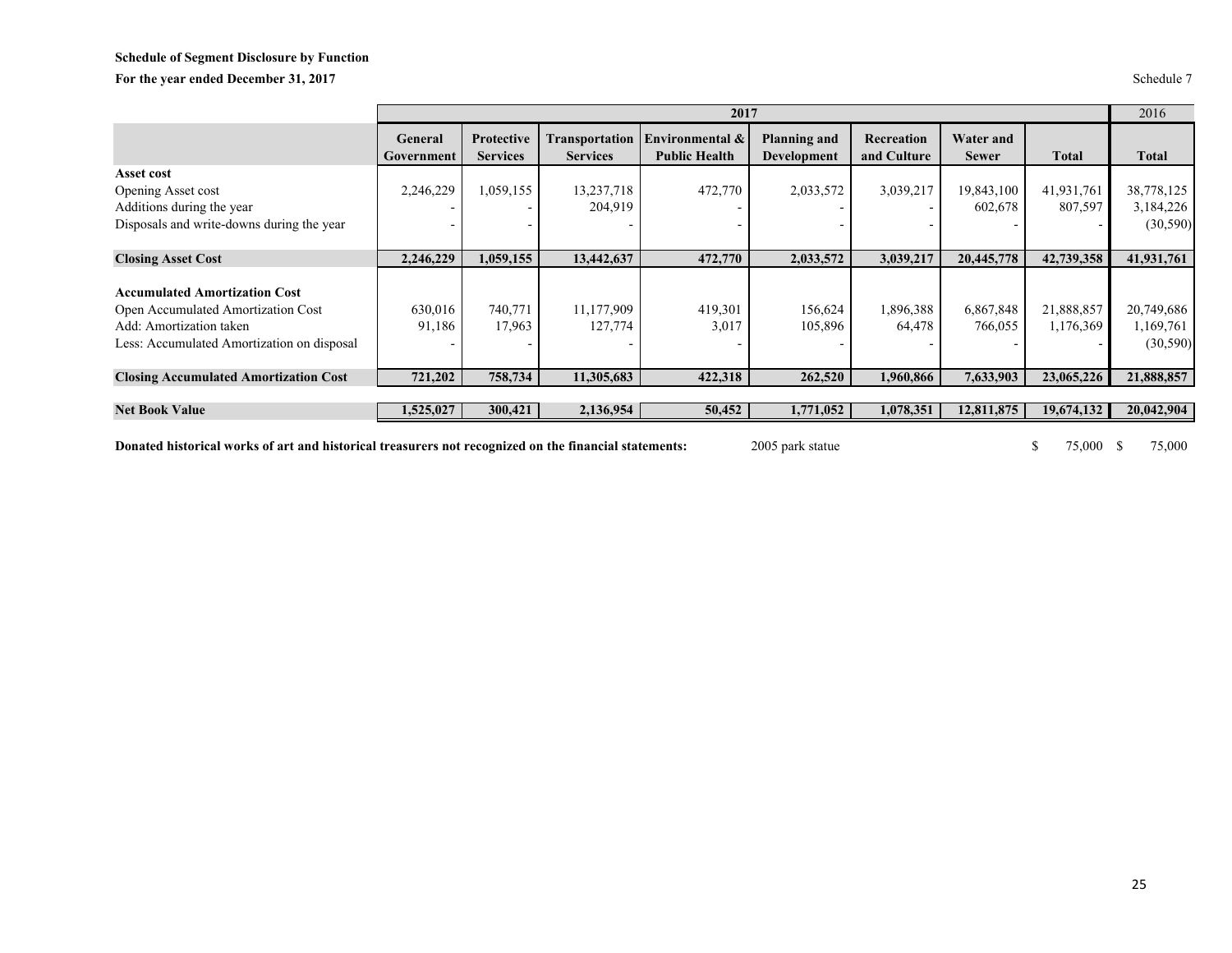**Schedule of Segment Disclosure by Function**

**For the year ended December 31, 2017**

Schedule 7

| | 2017 | | | | | | | | 2016 |
|---|---|---|---|---|---|---|---|---|---|
| | **General Government** | **Protective Services** | **Transportation Services** | **Environmental & Public Health** | **Planning and Development** | **Recreation and Culture** | **Water and Sewer** | **Total** | **Total** |
| **Asset cost** | | | | | | | | | |
| Opening Asset cost | 2,246,229 | 1,059,155 | 13,237,718 | 472,770 | 2,033,572 | 3,039,217 | 19,843,100 | 41,931,761 | 38,778,125 |
| Additions during the year | - | - | 204,919 | - | - | - | 602,678 | 807,597 | 3,184,226 |
| Disposals and write-downs during the year | - | - | - | - | - | - | - | - | (30,590) |
| **Closing Asset Cost** | **2,246,229** | **1,059,155** | **13,442,637** | **472,770** | **2,033,572** | **3,039,217** | **20,445,778** | **42,739,358** | **41,931,761** |
| **Accumulated Amortization Cost** | | | | | | | | | |
| Open Accumulated Amortization Cost | 630,016 | 740,771 | 11,177,909 | 419,301 | 156,624 | 1,896,388 | 6,867,848 | 21,888,857 | 20,749,686 |
| Add: Amortization taken | 91,186 | 17,963 | 127,774 | 3,017 | 105,896 | 64,478 | 766,055 | 1,176,369 | 1,169,761 |
| Less: Accumulated Amortization on disposal | - | - | - | - | - | - | - | - | (30,590) |
| **Closing Accumulated Amortization Cost** | **721,202** | **758,734** | **11,305,683** | **422,318** | **262,520** | **1,960,866** | **7,633,903** | **23,065,226** | **21,888,857** |
| **Net Book Value** | **1,525,027** | **300,421** | **2,136,954** | **50,452** | **1,771,052** | **1,078,351** | **12,811,875** | **19,674,132** | **20,042,904** |

**Donated historical works of art and historical treasurers not recognized on the financial statements:** 2005 park statue $ 75,000 $ 75,000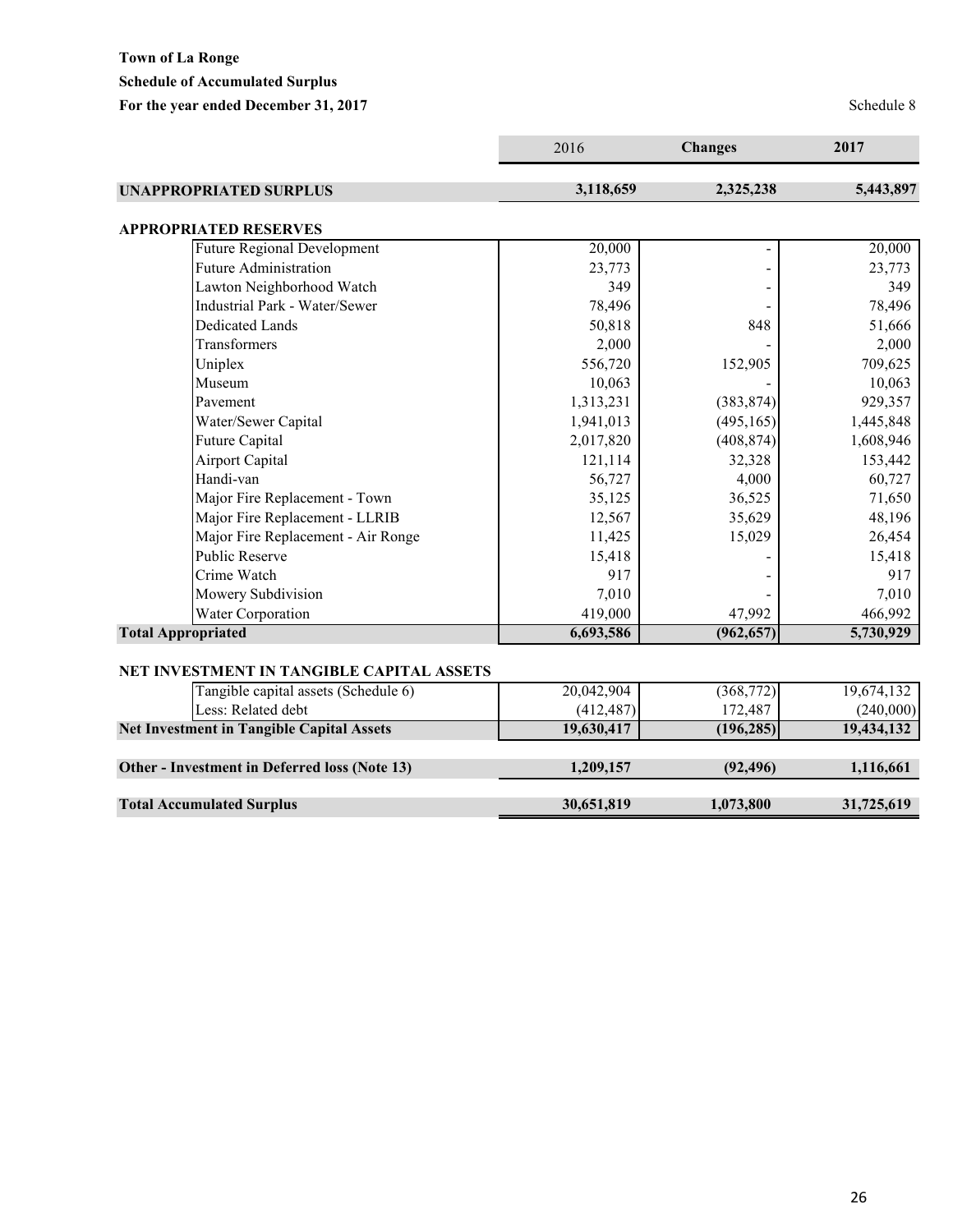**Town of La Ronge**
**Schedule of Accumulated Surplus**
**For the year ended December 31, 2017**

Schedule 8

| | 2016 | Changes | 2017 |
|---|---|---|---|
| **UNAPPROPRIATED SURPLUS** | **3,118,659** | **2,325,238** | **5,443,897** |
| **APPROPRIATED RESERVES** | | | |
| Future Regional Development | 20,000 | - | 20,000 |
| Future Administration | 23,773 | - | 23,773 |
| Lawton Neighborhood Watch | 349 | - | 349 |
| Industrial Park - Water/Sewer | 78,496 | - | 78,496 |
| Dedicated Lands | 50,818 | 848 | 51,666 |
| Transformers | 2,000 | - | 2,000 |
| Uniplex | 556,720 | 152,905 | 709,625 |
| Museum | 10,063 | - | 10,063 |
| Pavement | 1,313,231 | (383,874) | 929,357 |
| Water/Sewer Capital | 1,941,013 | (495,165) | 1,445,848 |
| Future Capital | 2,017,820 | (408,874) | 1,608,946 |
| Airport Capital | 121,114 | 32,328 | 153,442 |
| Handi-van | 56,727 | 4,000 | 60,727 |
| Major Fire Replacement - Town | 35,125 | 36,525 | 71,650 |
| Major Fire Replacement - LLRIB | 12,567 | 35,629 | 48,196 |
| Major Fire Replacement - Air Ronge | 11,425 | 15,029 | 26,454 |
| Public Reserve | 15,418 | - | 15,418 |
| Crime Watch | 917 | - | 917 |
| Mowery Subdivision | 7,010 | - | 7,010 |
| Water Corporation | 419,000 | 47,992 | 466,992 |
| **Total Appropriated** | **6,693,586** | **(962,657)** | **5,730,929** |
| **NET INVESTMENT IN TANGIBLE CAPITAL ASSETS** | | | |
| Tangible capital assets (Schedule 6) | 20,042,904 | (368,772) | 19,674,132 |
| Less: Related debt | (412,487) | 172,487 | (240,000) |
| **Net Investment in Tangible Capital Assets** | **19,630,417** | **(196,285)** | **19,434,132** |
| **Other - Investment in Deferred loss (Note 13)** | **1,209,157** | **(92,496)** | **1,116,661** |
| **Total Accumulated Surplus** | **30,651,819** | **1,073,800** | **31,725,619** |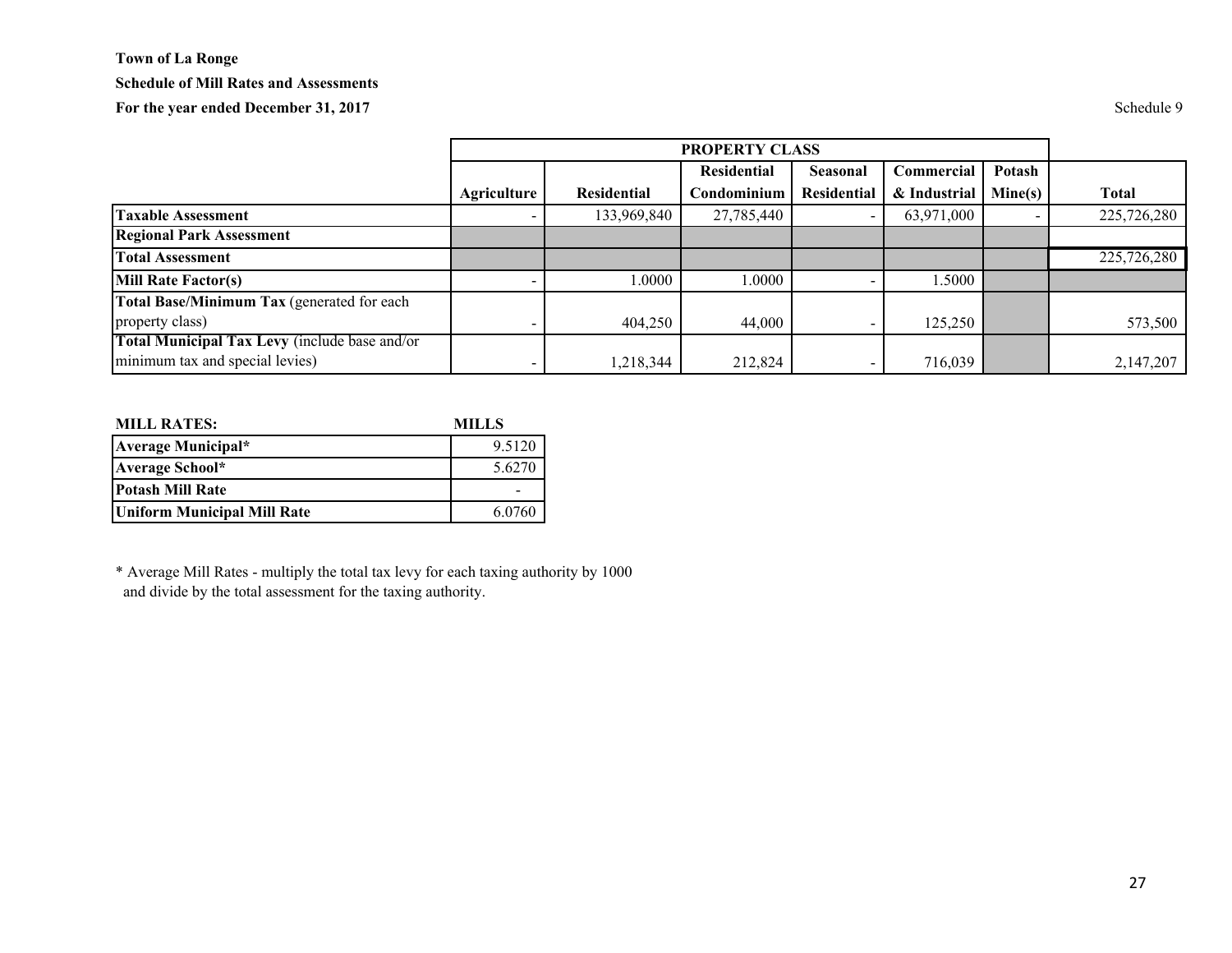**Town of La Ronge**

**Schedule of Mill Rates and Assessments**

**For the year ended December 31, 2017**

Schedule 9

| | PROPERTY CLASS | | | | | | |
|---|---|---|---|---|---|---|---|
| | **Agriculture** | **Residential** | **Residential Condominium** | **Seasonal Residential** | **Commercial & Industrial** | **Potash Mine(s)** | **Total** |
| **Taxable Assessment** | - | 133,969,840 | 27,785,440 | - | 63,971,000 | - | 225,726,280 |
| **Regional Park Assessment** | | | | | | | |
| **Total Assessment** | | | | | | | 225,726,280 |
| **Mill Rate Factor(s)** | - | 1.0000 | 1.0000 | - | 1.5000 | | |
| **Total Base/Minimum Tax** (generated for each property class) | - | 404,250 | 44,000 | - | 125,250 | | 573,500 |
| **Total Municipal Tax Levy** (include base and/or minimum tax and special levies) | - | 1,218,344 | 212,824 | - | 716,039 | | 2,147,207 |

| **MILL RATES:** | **MILLS** |
|---|---|
| **Average Municipal*** | 9.5120 |
| **Average School*** | 5.6270 |
| **Potash Mill Rate** | - |
| **Uniform Municipal Mill Rate** | 6.0760 |

* Average Mill Rates - multiply the total tax levy for each taxing authority by 1000 and divide by the total assessment for the taxing authority.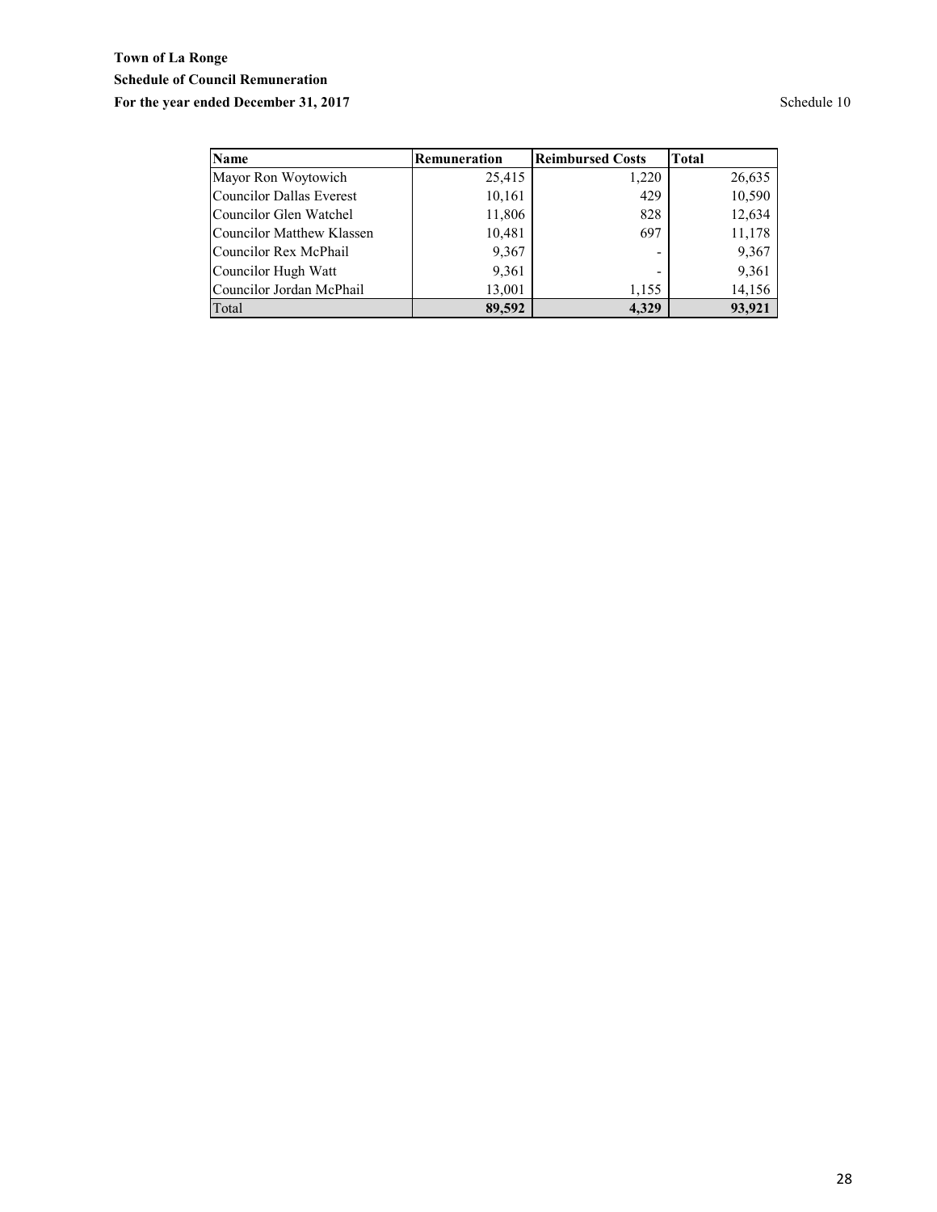**Town of La Ronge**

**Schedule of Council Remuneration**

**For the year ended December 31, 2017** Schedule 10

| Name | Remuneration | Reimbursed Costs | Total |
|---|---|---|---|
| Mayor Ron Woytowich | 25,415 | 1,220 | 26,635 |
| Councilor Dallas Everest | 10,161 | 429 | 10,590 |
| Councilor Glen Watchel | 11,806 | 828 | 12,634 |
| Councilor Matthew Klassen | 10,481 | 697 | 11,178 |
| Councilor Rex McPhail | 9,367 | - | 9,367 |
| Councilor Hugh Watt | 9,361 | - | 9,361 |
| Councilor Jordan McPhail | 13,001 | 1,155 | 14,156 |
| Total | **89,592** | **4,329** | **93,921** |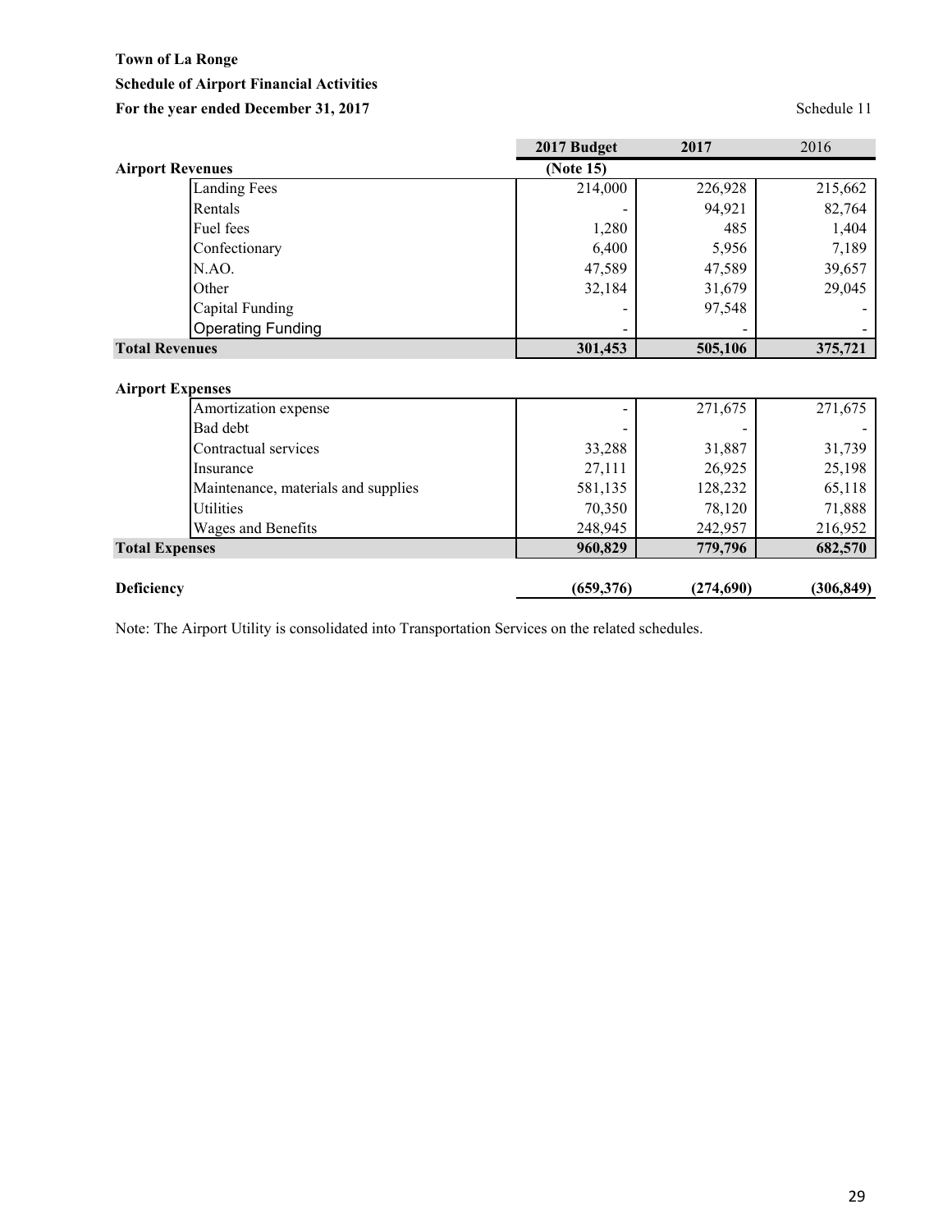**Town of La Ronge**

**Schedule of Airport Financial Activities**

**For the year ended December 31, 2017**

Schedule 11

| | 2017 Budget (Note 15) | 2017 | 2016 |
|---|---|---|---|
| **Airport Revenues** | | | |
| Landing Fees | 214,000 | 226,928 | 215,662 |
| Rentals | - | 94,921 | 82,764 |
| Fuel fees | 1,280 | 485 | 1,404 |
| Confectionary | 6,400 | 5,956 | 7,189 |
| N.AO. | 47,589 | 47,589 | 39,657 |
| Other | 32,184 | 31,679 | 29,045 |
| Capital Funding | - | 97,548 | - |
| Operating Funding | - | - | - |
| **Total Revenues** | **301,453** | **505,106** | **375,721** |
| | | | |
| **Airport Expenses** | | | |
| Amortization expense | - | 271,675 | 271,675 |
| Bad debt | - | - | - |
| Contractual services | 33,288 | 31,887 | 31,739 |
| Insurance | 27,111 | 26,925 | 25,198 |
| Maintenance, materials and supplies | 581,135 | 128,232 | 65,118 |
| Utilities | 70,350 | 78,120 | 71,888 |
| Wages and Benefits | 248,945 | 242,957 | 216,952 |
| **Total Expenses** | **960,829** | **779,796** | **682,570** |
| | | | |
| **Deficiency** | **(659,376)** | **(274,690)** | **(306,849)** |

Note: The Airport Utility is consolidated into Transportation Services on the related schedules.